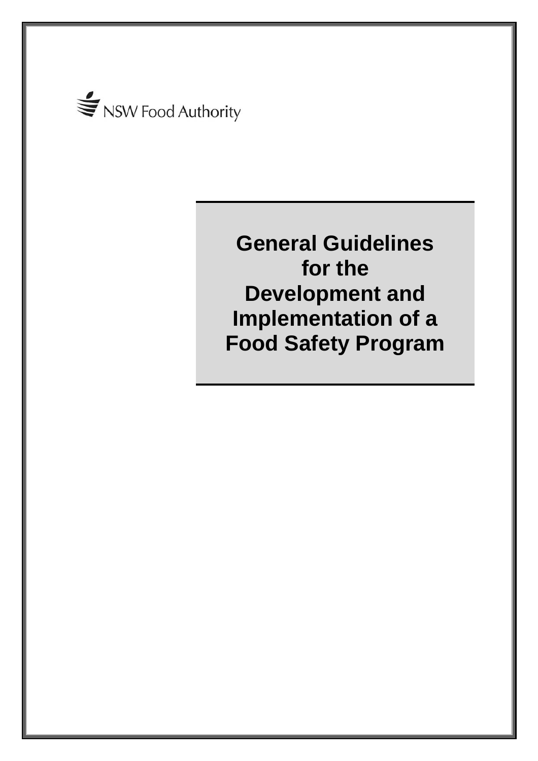NSW Food Authority

# General Guidelines for the Development and Implementation of a Food Safety Program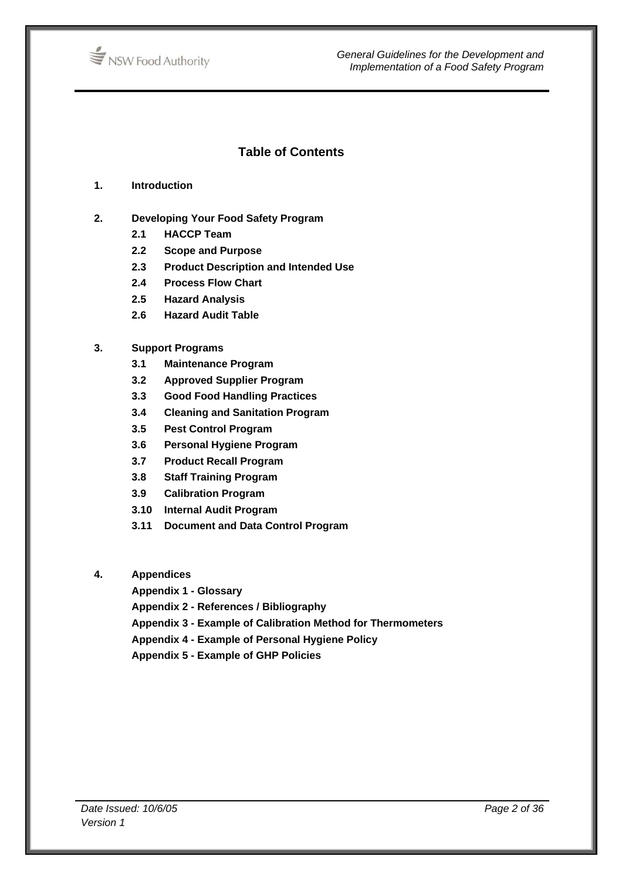## Table of Contents

**1. Introduction**

**2. Developing Your Food Safety Program**

- **2.1 HACCP Team**
- **2.2 Scope and Purpose**
- **2.3 Product Description and Intended Use**
- **2.4 Process Flow Chart**
- **2.5 Hazard Analysis**
- **2.6 Hazard Audit Table**

**3. Support Programs**

- **3.1 Maintenance Program**
- **3.2 Approved Supplier Program**
- **3.3 Good Food Handling Practices**
- **3.4 Cleaning and Sanitation Program**
- **3.5 Pest Control Program**
- **3.6 Personal Hygiene Program**
- **3.7 Product Recall Program**
- **3.8 Staff Training Program**
- **3.9 Calibration Program**
- **3.10 Internal Audit Program**
- **3.11 Document and Data Control Program**

**4. Appendices**

- **Appendix 1 - Glossary**
- **Appendix 2 - References / Bibliography**
- **Appendix 3 - Example of Calibration Method for Thermometers**
- **Appendix 4 - Example of Personal Hygiene Policy**
- **Appendix 5 - Example of GHP Policies**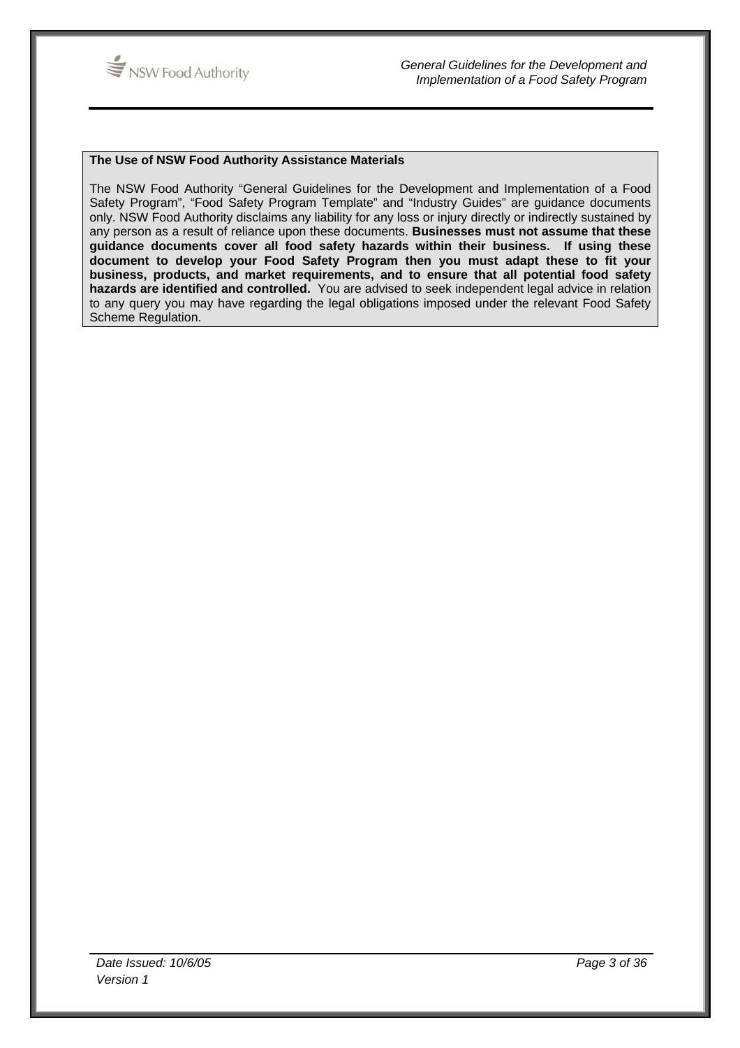**The Use of NSW Food Authority Assistance Materials**

The NSW Food Authority "General Guidelines for the Development and Implementation of a Food Safety Program", "Food Safety Program Template" and "Industry Guides" are guidance documents only. NSW Food Authority disclaims any liability for any loss or injury directly or indirectly sustained by any person as a result of reliance upon these documents. **Businesses must not assume that these guidance documents cover all food safety hazards within their business. If using these document to develop your Food Safety Program then you must adapt these to fit your business, products, and market requirements, and to ensure that all potential food safety hazards are identified and controlled.** You are advised to seek independent legal advice in relation to any query you may have regarding the legal obligations imposed under the relevant Food Safety Scheme Regulation.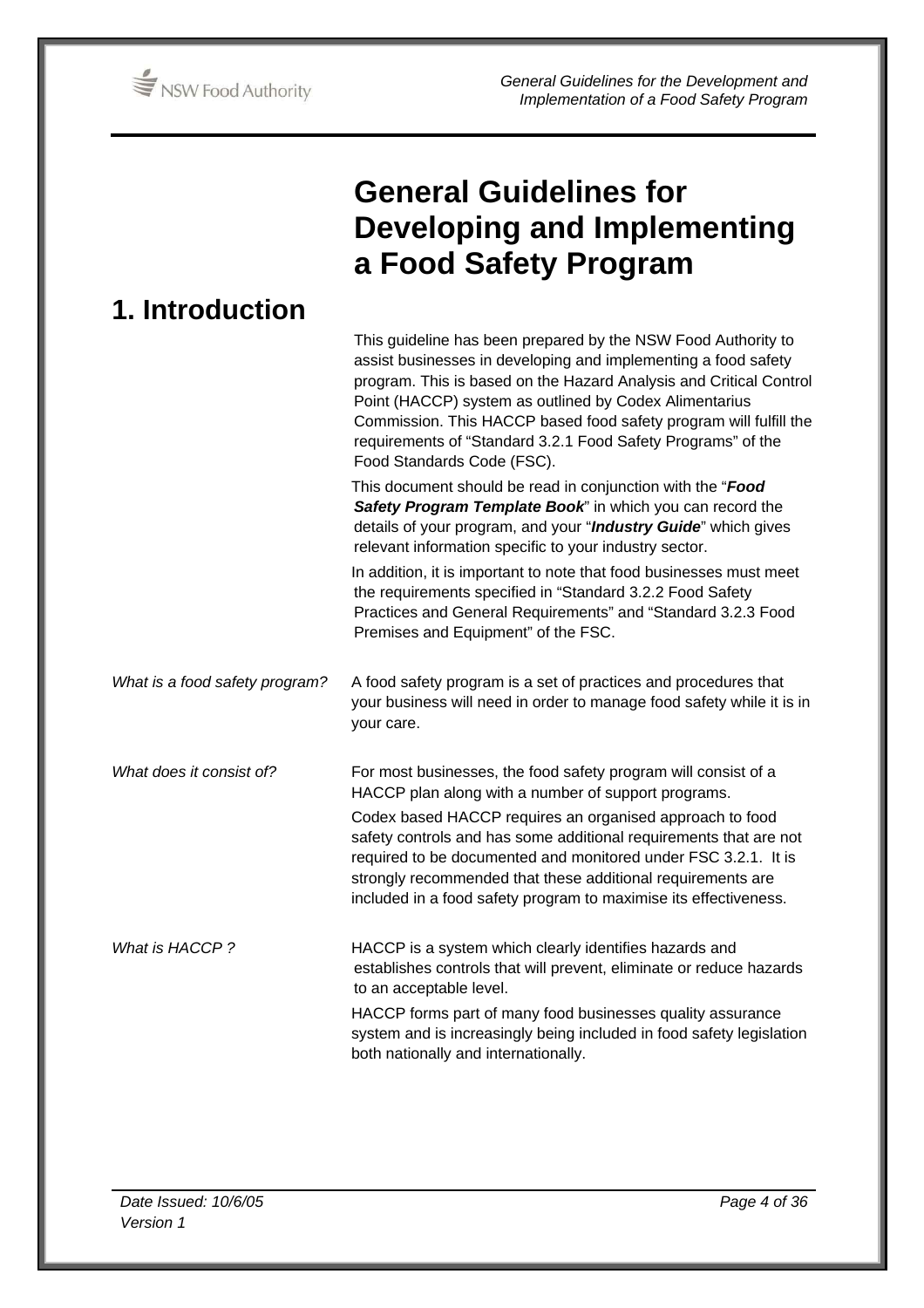# General Guidelines for Developing and Implementing a Food Safety Program

## 1. Introduction

This guideline has been prepared by the NSW Food Authority to assist businesses in developing and implementing a food safety program. This is based on the Hazard Analysis and Critical Control Point (HACCP) system as outlined by Codex Alimentarius Commission. This HACCP based food safety program will fulfill the requirements of "Standard 3.2.1 Food Safety Programs" of the Food Standards Code (FSC).

This document should be read in conjunction with the "***Food Safety Program Template Book***" in which you can record the details of your program, and your "***Industry Guide***" which gives relevant information specific to your industry sector.

In addition, it is important to note that food businesses must meet the requirements specified in "Standard 3.2.2 Food Safety Practices and General Requirements" and "Standard 3.2.3 Food Premises and Equipment" of the FSC.

*What is a food safety program?*

A food safety program is a set of practices and procedures that your business will need in order to manage food safety while it is in your care.

*What does it consist of?*

For most businesses, the food safety program will consist of a HACCP plan along with a number of support programs.

Codex based HACCP requires an organised approach to food safety controls and has some additional requirements that are not required to be documented and monitored under FSC 3.2.1. It is strongly recommended that these additional requirements are included in a food safety program to maximise its effectiveness.

*What is HACCP ?*

HACCP is a system which clearly identifies hazards and establishes controls that will prevent, eliminate or reduce hazards to an acceptable level.

HACCP forms part of many food businesses quality assurance system and is increasingly being included in food safety legislation both nationally and internationally.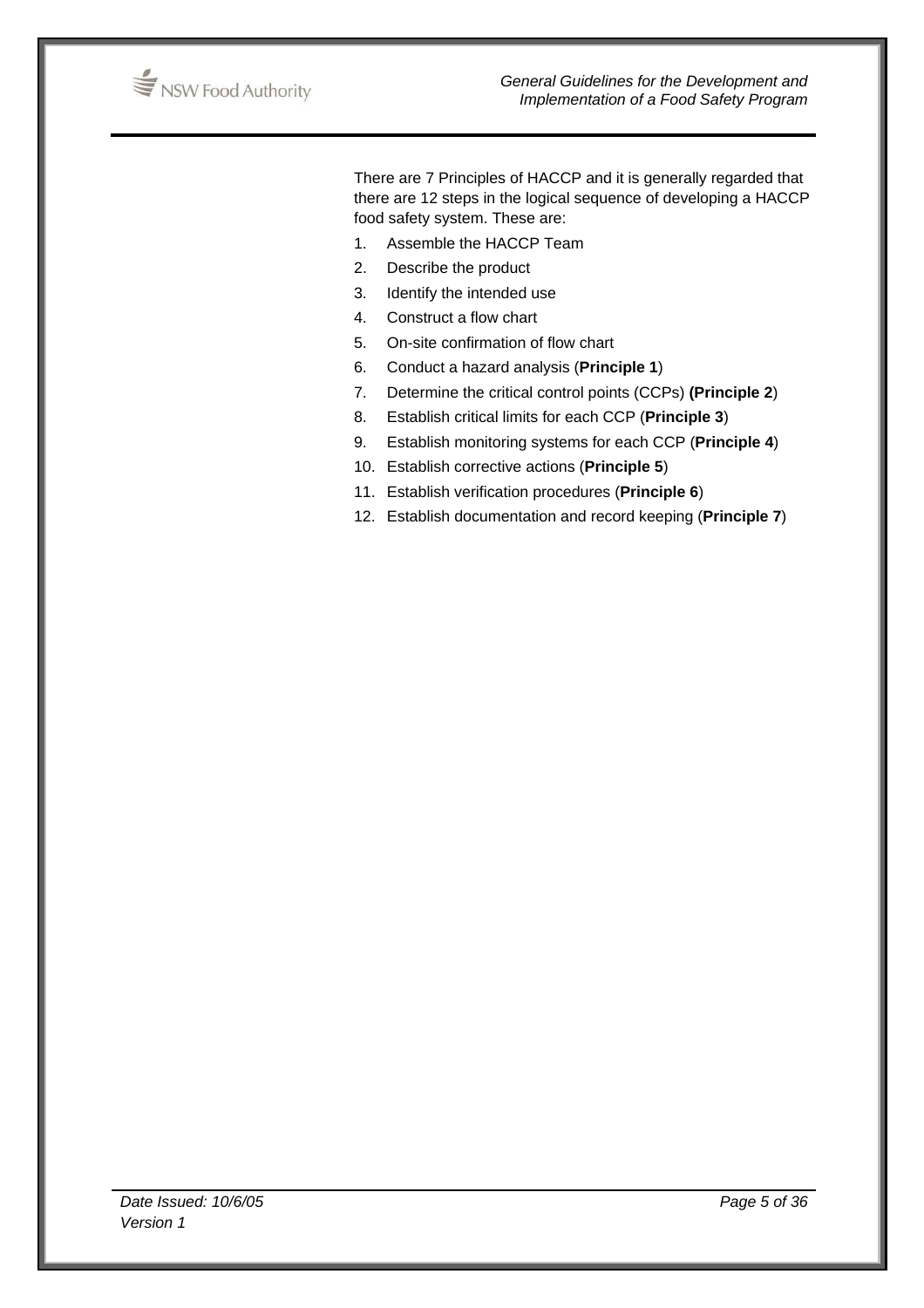There are 7 Principles of HACCP and it is generally regarded that there are 12 steps in the logical sequence of developing a HACCP food safety system. These are:

1. Assemble the HACCP Team
2. Describe the product
3. Identify the intended use
4. Construct a flow chart
5. On-site confirmation of flow chart
6. Conduct a hazard analysis (**Principle 1**)
7. Determine the critical control points (CCPs) **(Principle 2**)
8. Establish critical limits for each CCP (**Principle 3**)
9. Establish monitoring systems for each CCP (**Principle 4**)
10. Establish corrective actions (**Principle 5**)
11. Establish verification procedures (**Principle 6**)
12. Establish documentation and record keeping (**Principle 7**)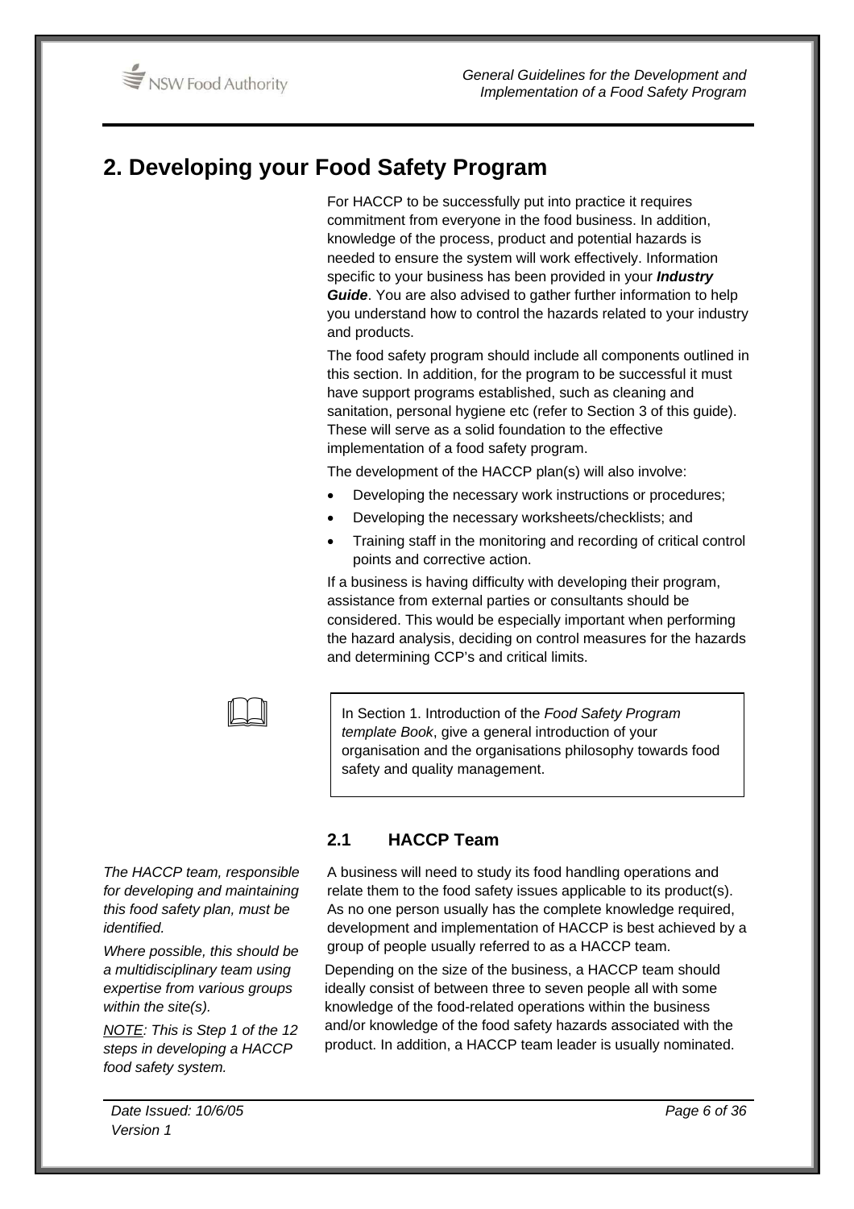# 2. Developing your Food Safety Program

For HACCP to be successfully put into practice it requires commitment from everyone in the food business. In addition, knowledge of the process, product and potential hazards is needed to ensure the system will work effectively. Information specific to your business has been provided in your ***Industry Guide***. You are also advised to gather further information to help you understand how to control the hazards related to your industry and products.

The food safety program should include all components outlined in this section. In addition, for the program to be successful it must have support programs established, such as cleaning and sanitation, personal hygiene etc (refer to Section 3 of this guide). These will serve as a solid foundation to the effective implementation of a food safety program.

The development of the HACCP plan(s) will also involve:

- Developing the necessary work instructions or procedures;
- Developing the necessary worksheets/checklists; and
- Training staff in the monitoring and recording of critical control points and corrective action.

If a business is having difficulty with developing their program, assistance from external parties or consultants should be considered. This would be especially important when performing the hazard analysis, deciding on control measures for the hazards and determining CCP's and critical limits.

> In Section 1. Introduction of the *Food Safety Program template Book*, give a general introduction of your organisation and the organisations philosophy towards food safety and quality management.

## 2.1 HACCP Team

*The HACCP team, responsible for developing and maintaining this food safety plan, must be identified.*

*Where possible, this should be a multidisciplinary team using expertise from various groups within the site(s).*

*<u>NOTE</u>: This is Step 1 of the 12 steps in developing a HACCP food safety system.*

A business will need to study its food handling operations and relate them to the food safety issues applicable to its product(s). As no one person usually has the complete knowledge required, development and implementation of HACCP is best achieved by a group of people usually referred to as a HACCP team.

Depending on the size of the business, a HACCP team should ideally consist of between three to seven people all with some knowledge of the food-related operations within the business and/or knowledge of the food safety hazards associated with the product. In addition, a HACCP team leader is usually nominated.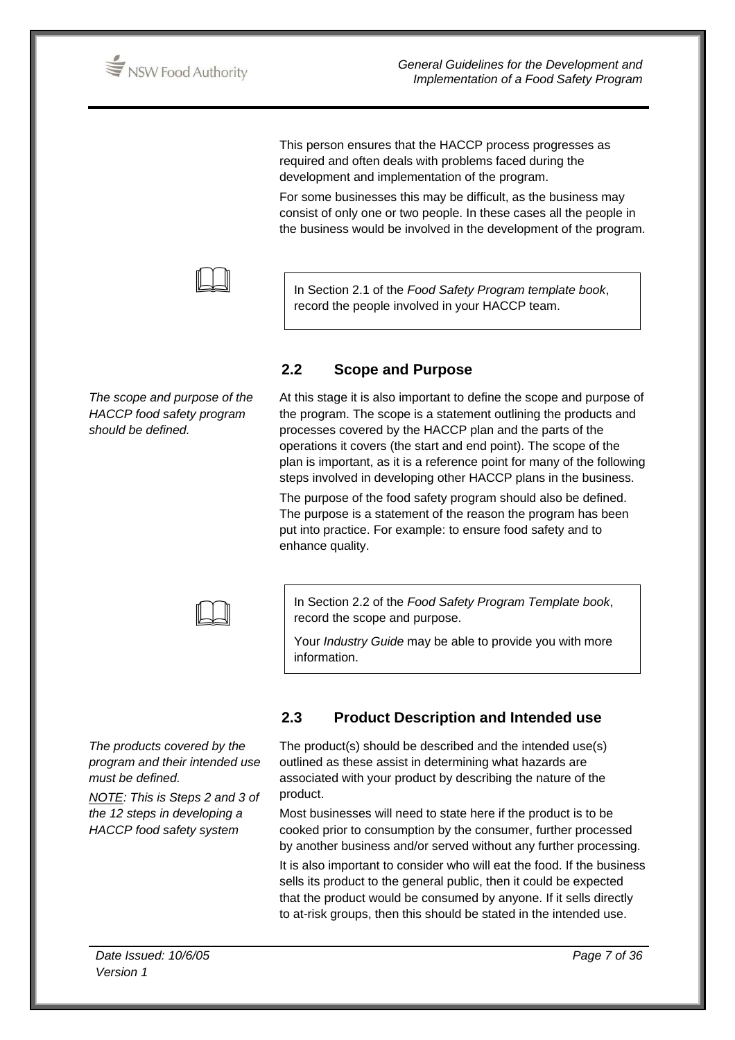This person ensures that the HACCP process progresses as required and often deals with problems faced during the development and implementation of the program.

For some businesses this may be difficult, as the business may consist of only one or two people. In these cases all the people in the business would be involved in the development of the program.

> In Section 2.1 of the *Food Safety Program template book*, record the people involved in your HACCP team.

## 2.2 Scope and Purpose

*The scope and purpose of the HACCP food safety program should be defined.*

At this stage it is also important to define the scope and purpose of the program. The scope is a statement outlining the products and processes covered by the HACCP plan and the parts of the operations it covers (the start and end point). The scope of the plan is important, as it is a reference point for many of the following steps involved in developing other HACCP plans in the business.

The purpose of the food safety program should also be defined. The purpose is a statement of the reason the program has been put into practice. For example: to ensure food safety and to enhance quality.

> In Section 2.2 of the *Food Safety Program Template book*, record the scope and purpose.
>
> Your *Industry Guide* may be able to provide you with more information.

## 2.3 Product Description and Intended use

*The products covered by the program and their intended use must be defined.*

*NOTE: This is Steps 2 and 3 of the 12 steps in developing a HACCP food safety system*

The product(s) should be described and the intended use(s) outlined as these assist in determining what hazards are associated with your product by describing the nature of the product.

Most businesses will need to state here if the product is to be cooked prior to consumption by the consumer, further processed by another business and/or served without any further processing.

It is also important to consider who will eat the food. If the business sells its product to the general public, then it could be expected that the product would be consumed by anyone. If it sells directly to at-risk groups, then this should be stated in the intended use.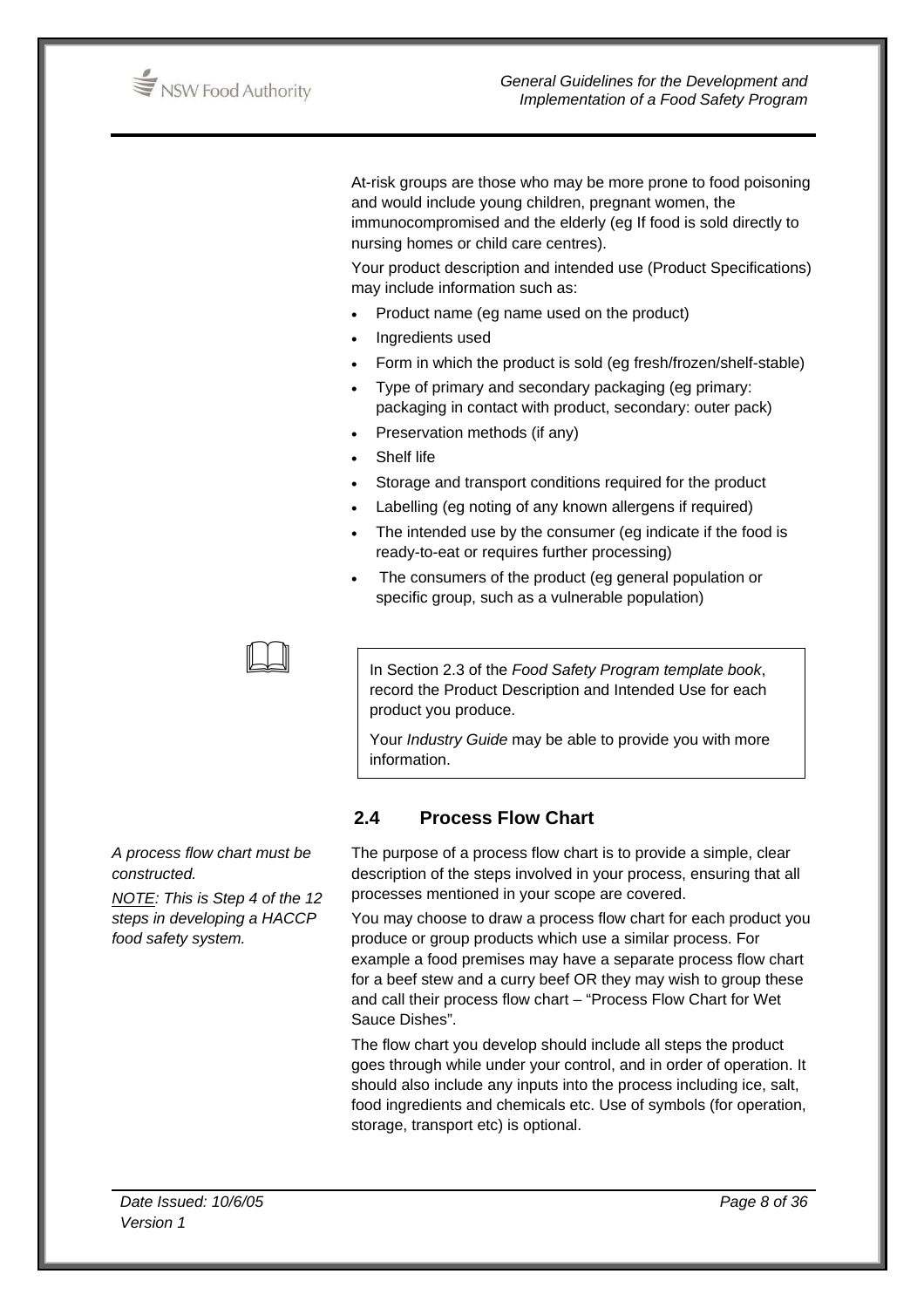At-risk groups are those who may be more prone to food poisoning and would include young children, pregnant women, the immunocompromised and the elderly (eg If food is sold directly to nursing homes or child care centres).

Your product description and intended use (Product Specifications) may include information such as:

- Product name (eg name used on the product)
- Ingredients used
- Form in which the product is sold (eg fresh/frozen/shelf-stable)
- Type of primary and secondary packaging (eg primary: packaging in contact with product, secondary: outer pack)
- Preservation methods (if any)
- Shelf life
- Storage and transport conditions required for the product
- Labelling (eg noting of any known allergens if required)
- The intended use by the consumer (eg indicate if the food is ready-to-eat or requires further processing)
- The consumers of the product (eg general population or specific group, such as a vulnerable population)

> In Section 2.3 of the *Food Safety Program template book*, record the Product Description and Intended Use for each product you produce.
>
> Your *Industry Guide* may be able to provide you with more information.

## 2.4 Process Flow Chart

*A process flow chart must be constructed.*

*NOTE: This is Step 4 of the 12 steps in developing a HACCP food safety system.*

The purpose of a process flow chart is to provide a simple, clear description of the steps involved in your process, ensuring that all processes mentioned in your scope are covered.

You may choose to draw a process flow chart for each product you produce or group products which use a similar process. For example a food premises may have a separate process flow chart for a beef stew and a curry beef OR they may wish to group these and call their process flow chart – "Process Flow Chart for Wet Sauce Dishes".

The flow chart you develop should include all steps the product goes through while under your control, and in order of operation. It should also include any inputs into the process including ice, salt, food ingredients and chemicals etc. Use of symbols (for operation, storage, transport etc) is optional.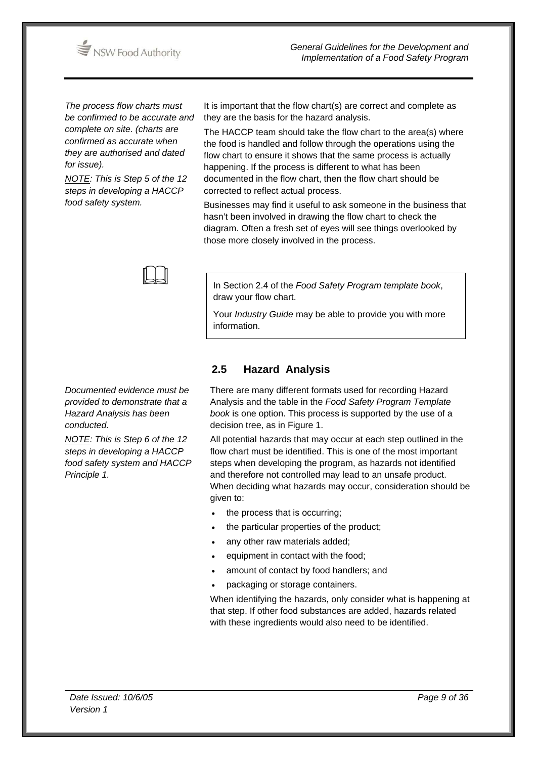*The process flow charts must be confirmed to be accurate and complete on site. (charts are confirmed as accurate when they are authorised and dated for issue).*

*<u>NOTE</u>: This is Step 5 of the 12 steps in developing a HACCP food safety system.*

It is important that the flow chart(s) are correct and complete as they are the basis for the hazard analysis.

The HACCP team should take the flow chart to the area(s) where the food is handled and follow through the operations using the flow chart to ensure it shows that the same process is actually happening. If the process is different to what has been documented in the flow chart, then the flow chart should be corrected to reflect actual process.

Businesses may find it useful to ask someone in the business that hasn't been involved in drawing the flow chart to check the diagram. Often a fresh set of eyes will see things overlooked by those more closely involved in the process.

> In Section 2.4 of the *Food Safety Program template book*, draw your flow chart.
>
> Your *Industry Guide* may be able to provide you with more information.

## 2.5 Hazard Analysis

*Documented evidence must be provided to demonstrate that a Hazard Analysis has been conducted.*

*<u>NOTE</u>: This is Step 6 of the 12 steps in developing a HACCP food safety system and HACCP Principle 1.*

There are many different formats used for recording Hazard Analysis and the table in the *Food Safety Program Template book* is one option. This process is supported by the use of a decision tree, as in Figure 1.

All potential hazards that may occur at each step outlined in the flow chart must be identified. This is one of the most important steps when developing the program, as hazards not identified and therefore not controlled may lead to an unsafe product. When deciding what hazards may occur, consideration should be given to:

- the process that is occurring;
- the particular properties of the product;
- any other raw materials added;
- equipment in contact with the food;
- amount of contact by food handlers; and
- packaging or storage containers.

When identifying the hazards, only consider what is happening at that step. If other food substances are added, hazards related with these ingredients would also need to be identified.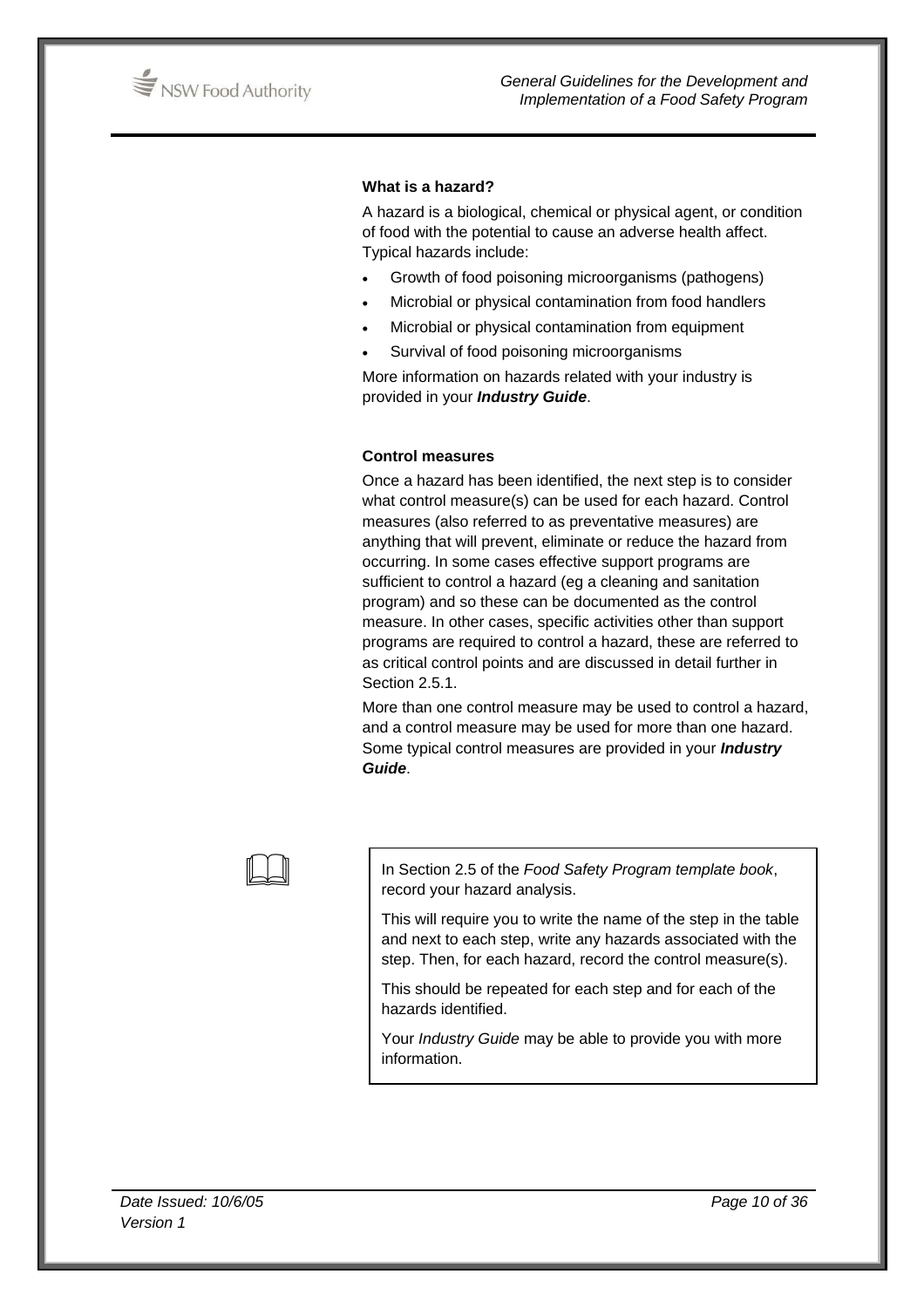### What is a hazard?

A hazard is a biological, chemical or physical agent, or condition of food with the potential to cause an adverse health affect. Typical hazards include:

- Growth of food poisoning microorganisms (pathogens)
- Microbial or physical contamination from food handlers
- Microbial or physical contamination from equipment
- Survival of food poisoning microorganisms

More information on hazards related with your industry is provided in your ***Industry Guide***.

### Control measures

Once a hazard has been identified, the next step is to consider what control measure(s) can be used for each hazard. Control measures (also referred to as preventative measures) are anything that will prevent, eliminate or reduce the hazard from occurring. In some cases effective support programs are sufficient to control a hazard (eg a cleaning and sanitation program) and so these can be documented as the control measure. In other cases, specific activities other than support programs are required to control a hazard, these are referred to as critical control points and are discussed in detail further in Section 2.5.1.

More than one control measure may be used to control a hazard, and a control measure may be used for more than one hazard. Some typical control measures are provided in your ***Industry Guide***.

> In Section 2.5 of the *Food Safety Program template book*, record your hazard analysis.
>
> This will require you to write the name of the step in the table and next to each step, write any hazards associated with the step. Then, for each hazard, record the control measure(s).
>
> This should be repeated for each step and for each of the hazards identified.
>
> Your *Industry Guide* may be able to provide you with more information.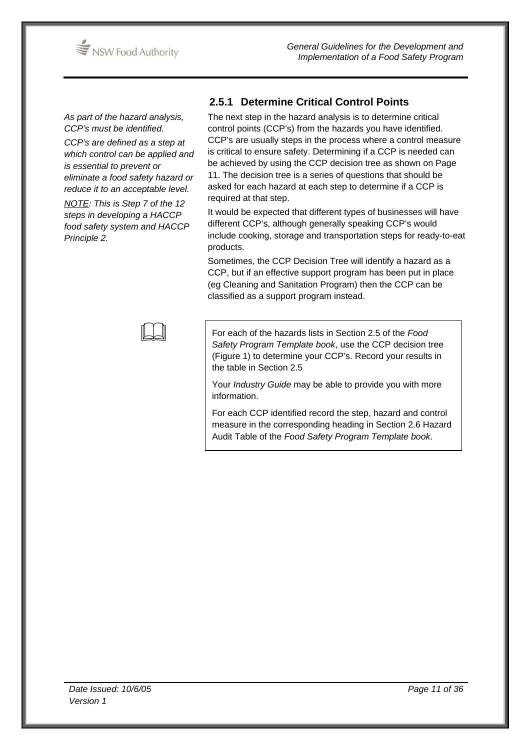### 2.5.1 Determine Critical Control Points

*As part of the hazard analysis, CCP's must be identified.*

*CCP's are defined as a step at which control can be applied and is essential to prevent or eliminate a food safety hazard or reduce it to an acceptable level.*

*NOTE: This is Step 7 of the 12 steps in developing a HACCP food safety system and HACCP Principle 2.*

The next step in the hazard analysis is to determine critical control points (CCP's) from the hazards you have identified. CCP's are usually steps in the process where a control measure is critical to ensure safety. Determining if a CCP is needed can be achieved by using the CCP decision tree as shown on Page 11. The decision tree is a series of questions that should be asked for each hazard at each step to determine if a CCP is required at that step.

It would be expected that different types of businesses will have different CCP's, although generally speaking CCP's would include cooking, storage and transportation steps for ready-to-eat products.

Sometimes, the CCP Decision Tree will identify a hazard as a CCP, but if an effective support program has been put in place (eg Cleaning and Sanitation Program) then the CCP can be classified as a support program instead.

> For each of the hazards lists in Section 2.5 of the *Food Safety Program Template book*, use the CCP decision tree (Figure 1) to determine your CCP's. Record your results in the table in Section 2.5
>
> Your *Industry Guide* may be able to provide you with more information.
>
> For each CCP identified record the step, hazard and control measure in the corresponding heading in Section 2.6 Hazard Audit Table of the *Food Safety Program Template book*.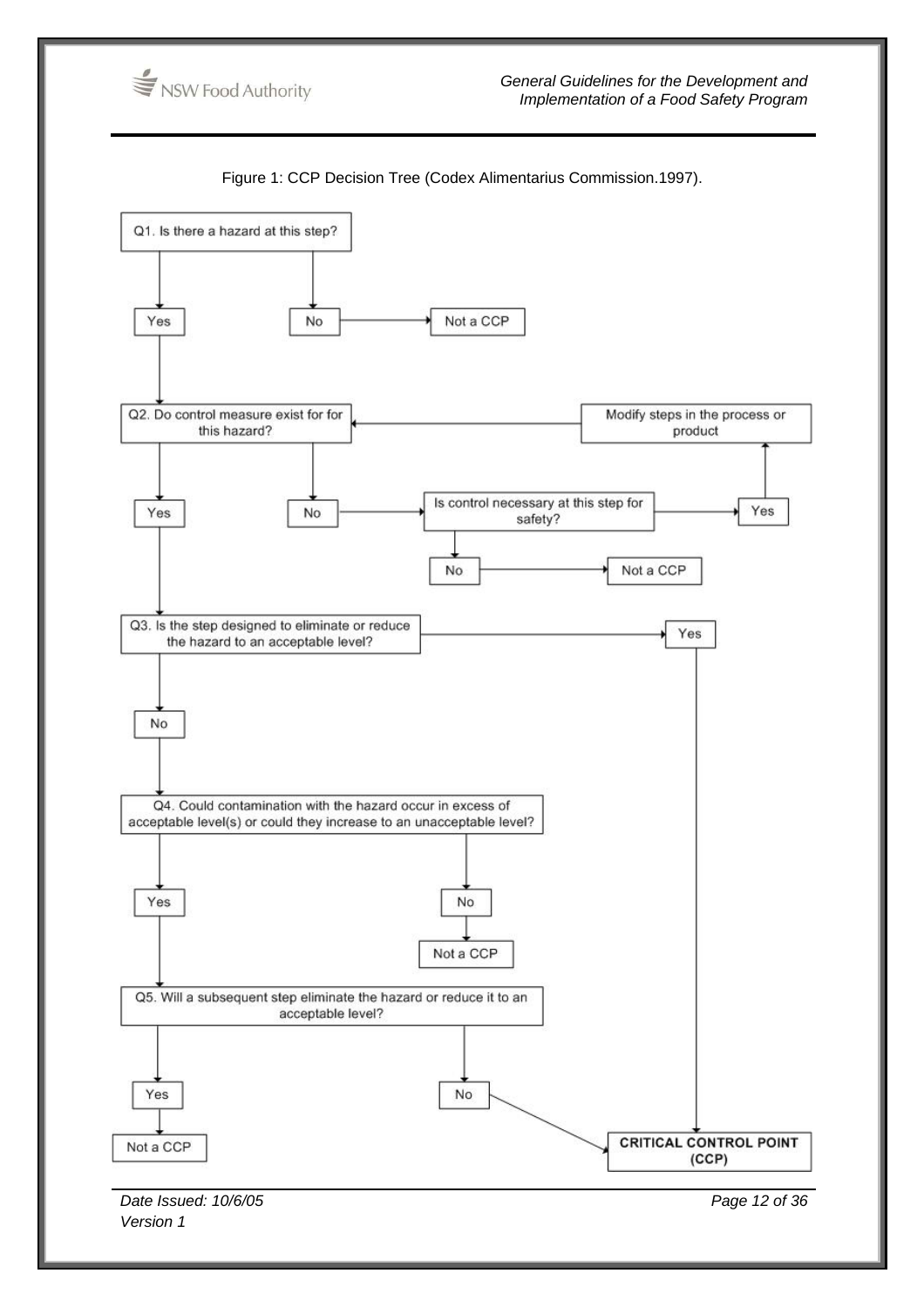Figure 1: CCP Decision Tree (Codex Alimentarius Commission.1997).

Q1. Is there a hazard at this step?

- Yes → go to Q2
- No → Not a CCP

Q2. Do control measure exist for this hazard?

- Yes → go to Q3
- No → Is control necessary at this step for safety?
  - No → Not a CCP
  - Yes → Modify steps in the process or product → return to Q2

Q3. Is the step designed to eliminate or reduce the hazard to an acceptable level?

- Yes → CRITICAL CONTROL POINT (CCP)
- No → go to Q4

Q4. Could contamination with the hazard occur in excess of acceptable level(s) or could they increase to an unacceptable level?

- Yes → go to Q5
- No → Not a CCP

Q5. Will a subsequent step eliminate the hazard or reduce it to an acceptable level?

- Yes → Not a CCP
- No → CRITICAL CONTROL POINT (CCP)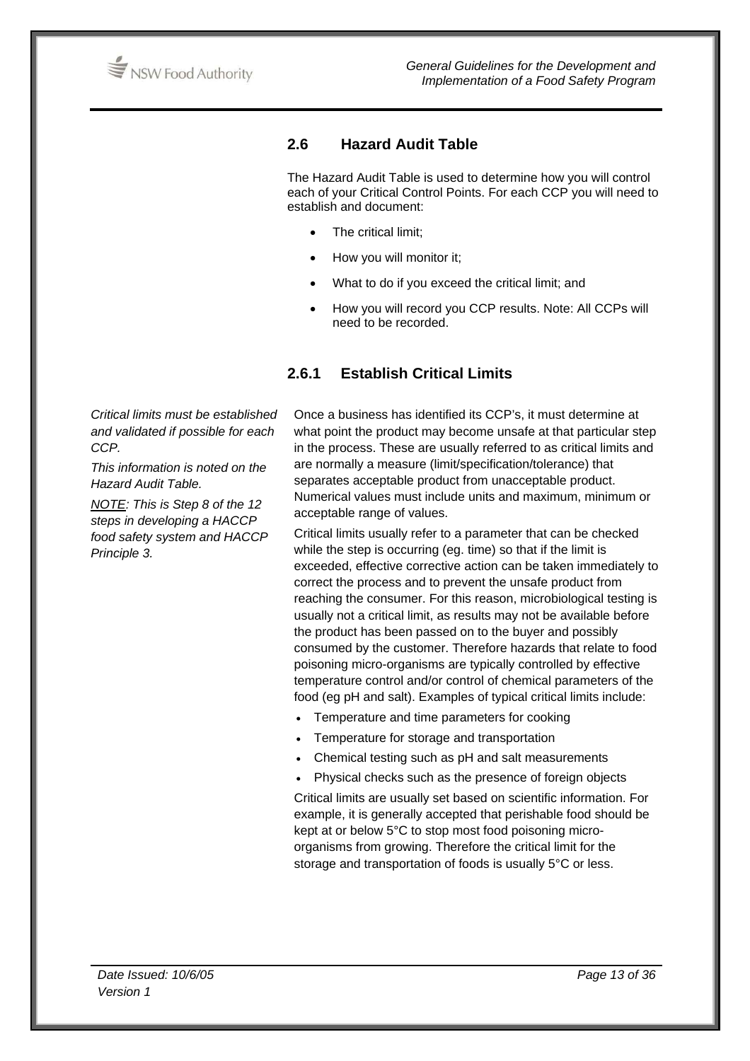## 2.6 Hazard Audit Table

The Hazard Audit Table is used to determine how you will control each of your Critical Control Points. For each CCP you will need to establish and document:

- The critical limit;
- How you will monitor it;
- What to do if you exceed the critical limit; and
- How you will record you CCP results. Note: All CCPs will need to be recorded.

### 2.6.1 Establish Critical Limits

*Critical limits must be established and validated if possible for each CCP.*

*This information is noted on the Hazard Audit Table.*

*NOTE: This is Step 8 of the 12 steps in developing a HACCP food safety system and HACCP Principle 3.*

Once a business has identified its CCP's, it must determine at what point the product may become unsafe at that particular step in the process. These are usually referred to as critical limits and are normally a measure (limit/specification/tolerance) that separates acceptable product from unacceptable product. Numerical values must include units and maximum, minimum or acceptable range of values.

Critical limits usually refer to a parameter that can be checked while the step is occurring (eg. time) so that if the limit is exceeded, effective corrective action can be taken immediately to correct the process and to prevent the unsafe product from reaching the consumer. For this reason, microbiological testing is usually not a critical limit, as results may not be available before the product has been passed on to the buyer and possibly consumed by the customer. Therefore hazards that relate to food poisoning micro-organisms are typically controlled by effective temperature control and/or control of chemical parameters of the food (eg pH and salt). Examples of typical critical limits include:

- Temperature and time parameters for cooking
- Temperature for storage and transportation
- Chemical testing such as pH and salt measurements
- Physical checks such as the presence of foreign objects

Critical limits are usually set based on scientific information. For example, it is generally accepted that perishable food should be kept at or below 5°C to stop most food poisoning micro-organisms from growing. Therefore the critical limit for the storage and transportation of foods is usually 5°C or less.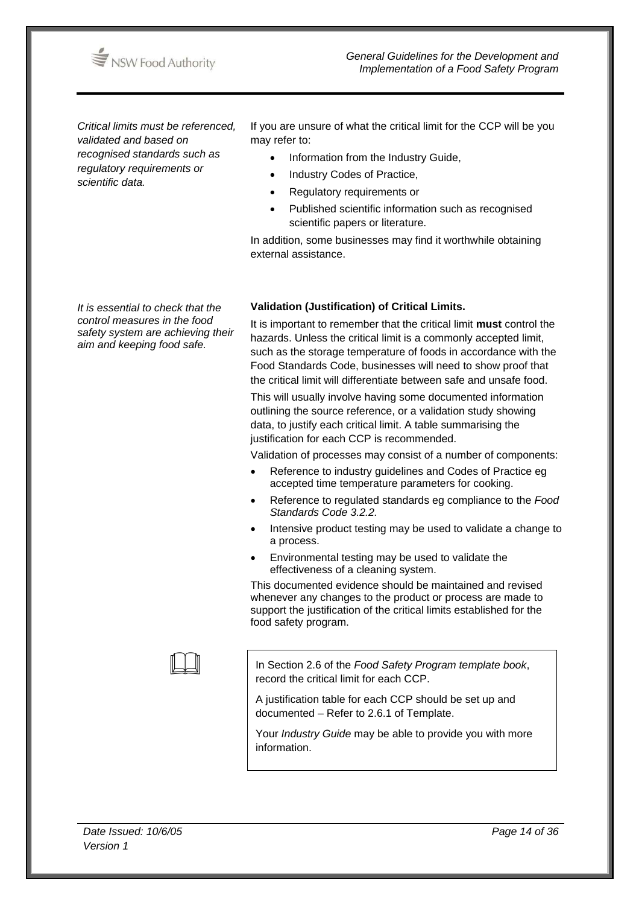*Critical limits must be referenced, validated and based on recognised standards such as regulatory requirements or scientific data.*

If you are unsure of what the critical limit for the CCP will be you may refer to:

- Information from the Industry Guide,
- Industry Codes of Practice,
- Regulatory requirements or
- Published scientific information such as recognised scientific papers or literature.

In addition, some businesses may find it worthwhile obtaining external assistance.

*It is essential to check that the control measures in the food safety system are achieving their aim and keeping food safe.*

**Validation (Justification) of Critical Limits.**

It is important to remember that the critical limit **must** control the hazards. Unless the critical limit is a commonly accepted limit, such as the storage temperature of foods in accordance with the Food Standards Code, businesses will need to show proof that the critical limit will differentiate between safe and unsafe food.

This will usually involve having some documented information outlining the source reference, or a validation study showing data, to justify each critical limit. A table summarising the justification for each CCP is recommended.

Validation of processes may consist of a number of components:

- Reference to industry guidelines and Codes of Practice eg accepted time temperature parameters for cooking.
- Reference to regulated standards eg compliance to the *Food Standards Code 3.2.2.*
- Intensive product testing may be used to validate a change to a process.
- Environmental testing may be used to validate the effectiveness of a cleaning system.

This documented evidence should be maintained and revised whenever any changes to the product or process are made to support the justification of the critical limits established for the food safety program.

In Section 2.6 of the *Food Safety Program template book*, record the critical limit for each CCP.

A justification table for each CCP should be set up and documented – Refer to 2.6.1 of Template.

Your *Industry Guide* may be able to provide you with more information.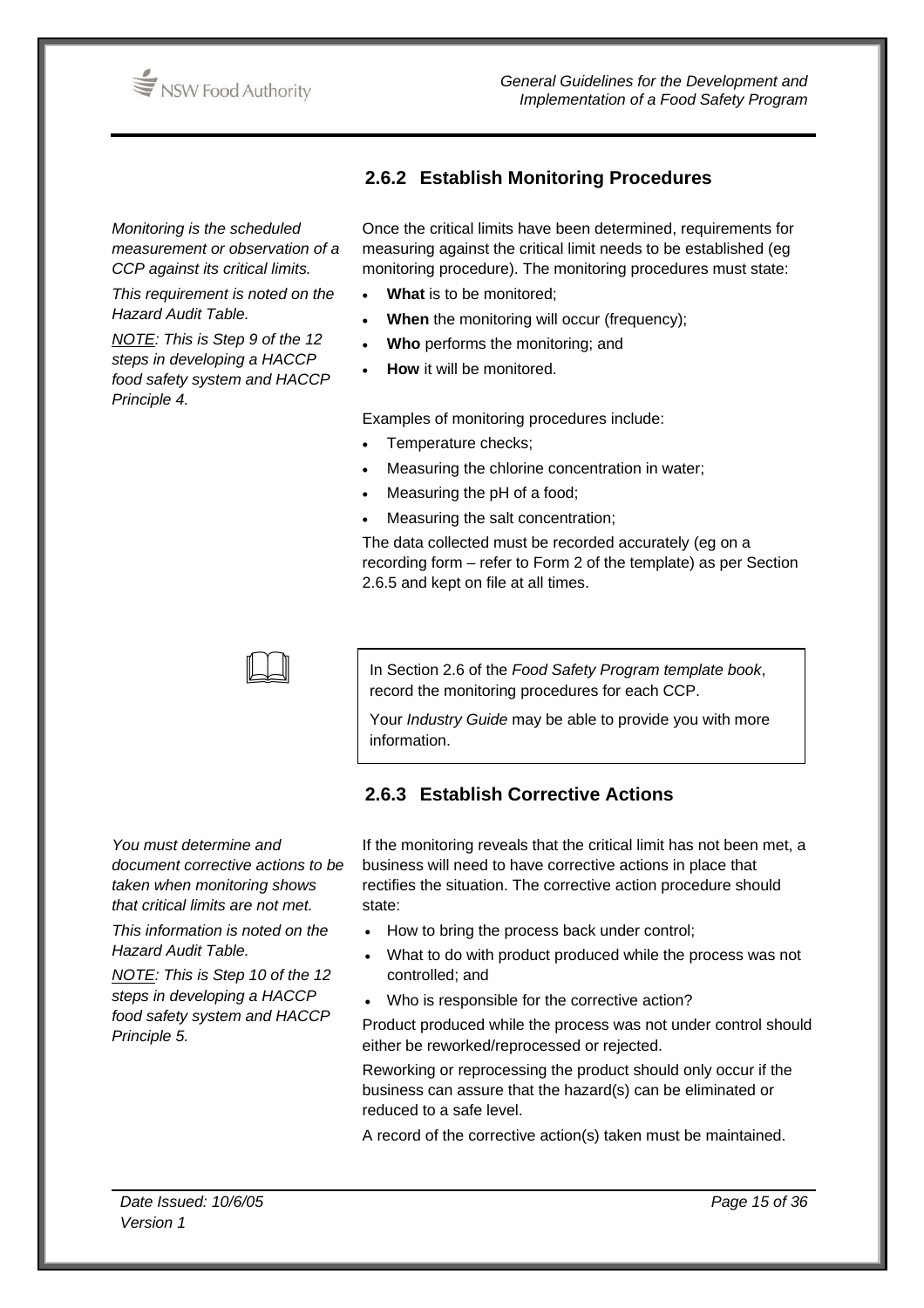### 2.6.2 Establish Monitoring Procedures

*Monitoring is the scheduled measurement or observation of a CCP against its critical limits.*

*This requirement is noted on the Hazard Audit Table.*

*NOTE: This is Step 9 of the 12 steps in developing a HACCP food safety system and HACCP Principle 4.*

Once the critical limits have been determined, requirements for measuring against the critical limit needs to be established (eg monitoring procedure). The monitoring procedures must state:

- **What** is to be monitored;
- **When** the monitoring will occur (frequency);
- **Who** performs the monitoring; and
- **How** it will be monitored.

Examples of monitoring procedures include:

- Temperature checks;
- Measuring the chlorine concentration in water;
- Measuring the pH of a food;
- Measuring the salt concentration;

The data collected must be recorded accurately (eg on a recording form – refer to Form 2 of the template) as per Section 2.6.5 and kept on file at all times.

> In Section 2.6 of the *Food Safety Program template book*, record the monitoring procedures for each CCP.
>
> Your *Industry Guide* may be able to provide you with more information.

### 2.6.3 Establish Corrective Actions

*You must determine and document corrective actions to be taken when monitoring shows that critical limits are not met.*

*This information is noted on the Hazard Audit Table.*

*NOTE: This is Step 10 of the 12 steps in developing a HACCP food safety system and HACCP Principle 5.*

If the monitoring reveals that the critical limit has not been met, a business will need to have corrective actions in place that rectifies the situation. The corrective action procedure should state:

- How to bring the process back under control;
- What to do with product produced while the process was not controlled; and
- Who is responsible for the corrective action?

Product produced while the process was not under control should either be reworked/reprocessed or rejected.

Reworking or reprocessing the product should only occur if the business can assure that the hazard(s) can be eliminated or reduced to a safe level.

A record of the corrective action(s) taken must be maintained.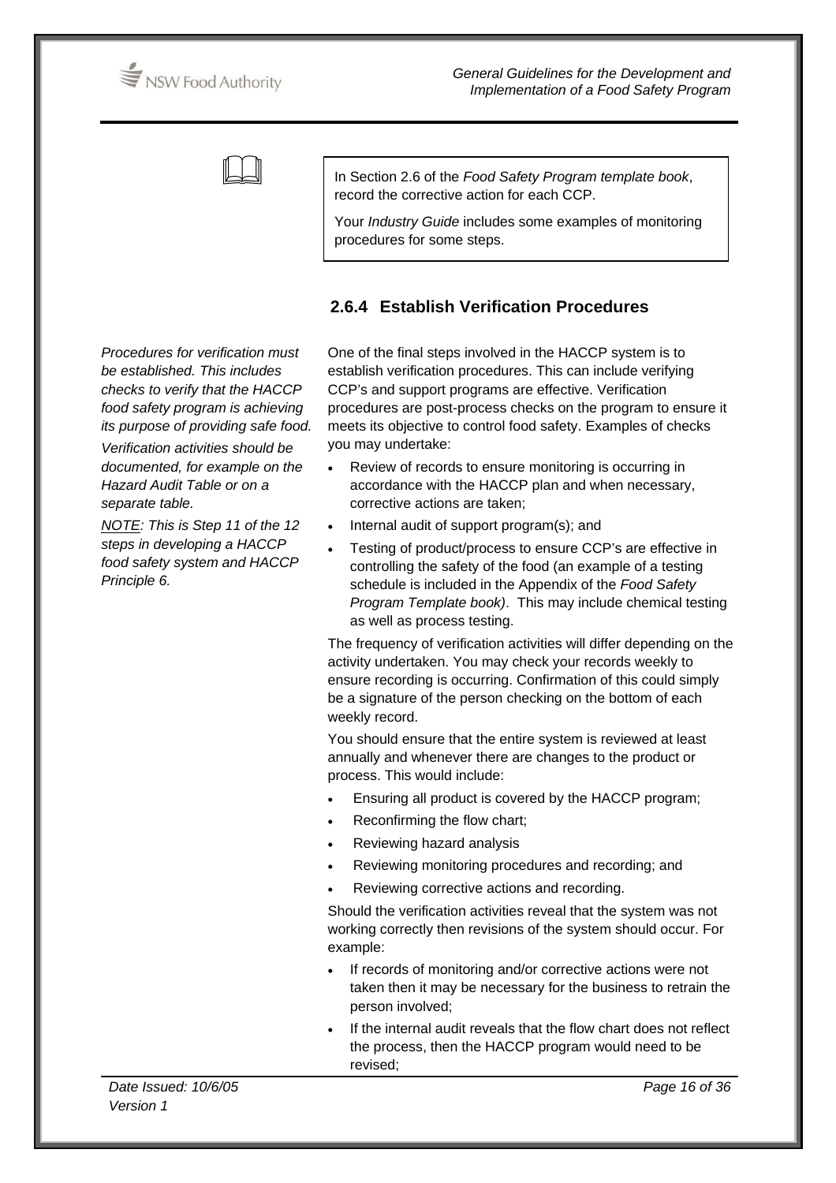In Section 2.6 of the *Food Safety Program template book*, record the corrective action for each CCP.

Your *Industry Guide* includes some examples of monitoring procedures for some steps.

### 2.6.4 Establish Verification Procedures

*Procedures for verification must be established. This includes checks to verify that the HACCP food safety program is achieving its purpose of providing safe food.*

*Verification activities should be documented, for example on the Hazard Audit Table or on a separate table.*

*NOTE: This is Step 11 of the 12 steps in developing a HACCP food safety system and HACCP Principle 6.*

One of the final steps involved in the HACCP system is to establish verification procedures. This can include verifying CCP's and support programs are effective. Verification procedures are post-process checks on the program to ensure it meets its objective to control food safety. Examples of checks you may undertake:

- Review of records to ensure monitoring is occurring in accordance with the HACCP plan and when necessary, corrective actions are taken;
- Internal audit of support program(s); and
- Testing of product/process to ensure CCP's are effective in controlling the safety of the food (an example of a testing schedule is included in the Appendix of the *Food Safety Program Template book)*. This may include chemical testing as well as process testing.

The frequency of verification activities will differ depending on the activity undertaken. You may check your records weekly to ensure recording is occurring. Confirmation of this could simply be a signature of the person checking on the bottom of each weekly record.

You should ensure that the entire system is reviewed at least annually and whenever there are changes to the product or process. This would include:

- Ensuring all product is covered by the HACCP program;
- Reconfirming the flow chart;
- Reviewing hazard analysis
- Reviewing monitoring procedures and recording; and
- Reviewing corrective actions and recording.

Should the verification activities reveal that the system was not working correctly then revisions of the system should occur. For example:

- If records of monitoring and/or corrective actions were not taken then it may be necessary for the business to retrain the person involved;
- If the internal audit reveals that the flow chart does not reflect the process, then the HACCP program would need to be revised;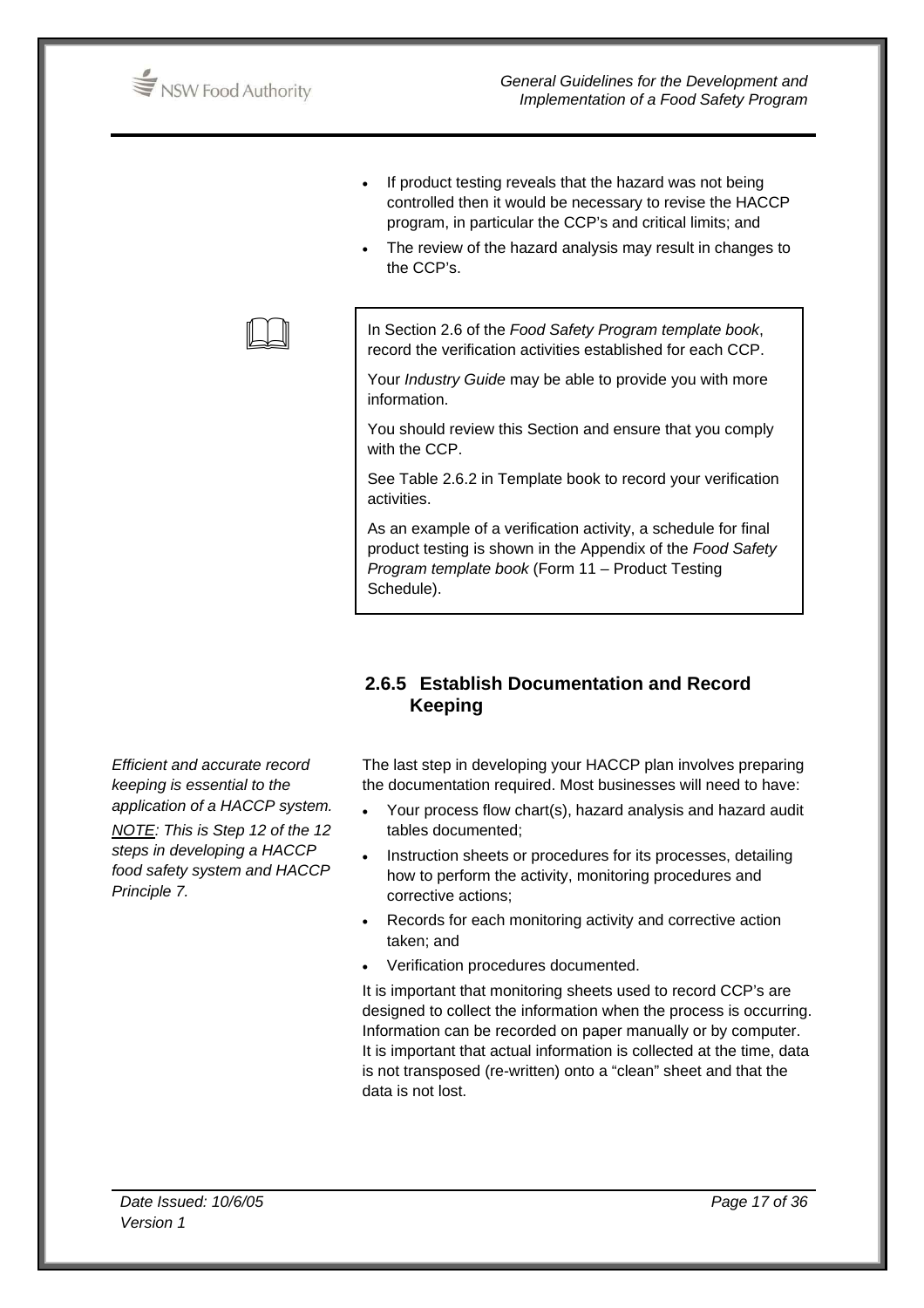- If product testing reveals that the hazard was not being controlled then it would be necessary to revise the HACCP program, in particular the CCP's and critical limits; and
- The review of the hazard analysis may result in changes to the CCP's.

> In Section 2.6 of the *Food Safety Program template book*, record the verification activities established for each CCP.
>
> Your *Industry Guide* may be able to provide you with more information.
>
> You should review this Section and ensure that you comply with the CCP.
>
> See Table 2.6.2 in Template book to record your verification activities.
>
> As an example of a verification activity, a schedule for final product testing is shown in the Appendix of the *Food Safety Program template book* (Form 11 – Product Testing Schedule).

### 2.6.5 Establish Documentation and Record Keeping

*Efficient and accurate record keeping is essential to the application of a HACCP system.*

*__NOTE__: This is Step 12 of the 12 steps in developing a HACCP food safety system and HACCP Principle 7.*

The last step in developing your HACCP plan involves preparing the documentation required. Most businesses will need to have:

- Your process flow chart(s), hazard analysis and hazard audit tables documented;
- Instruction sheets or procedures for its processes, detailing how to perform the activity, monitoring procedures and corrective actions;
- Records for each monitoring activity and corrective action taken; and
- Verification procedures documented.

It is important that monitoring sheets used to record CCP's are designed to collect the information when the process is occurring. Information can be recorded on paper manually or by computer. It is important that actual information is collected at the time, data is not transposed (re-written) onto a "clean" sheet and that the data is not lost.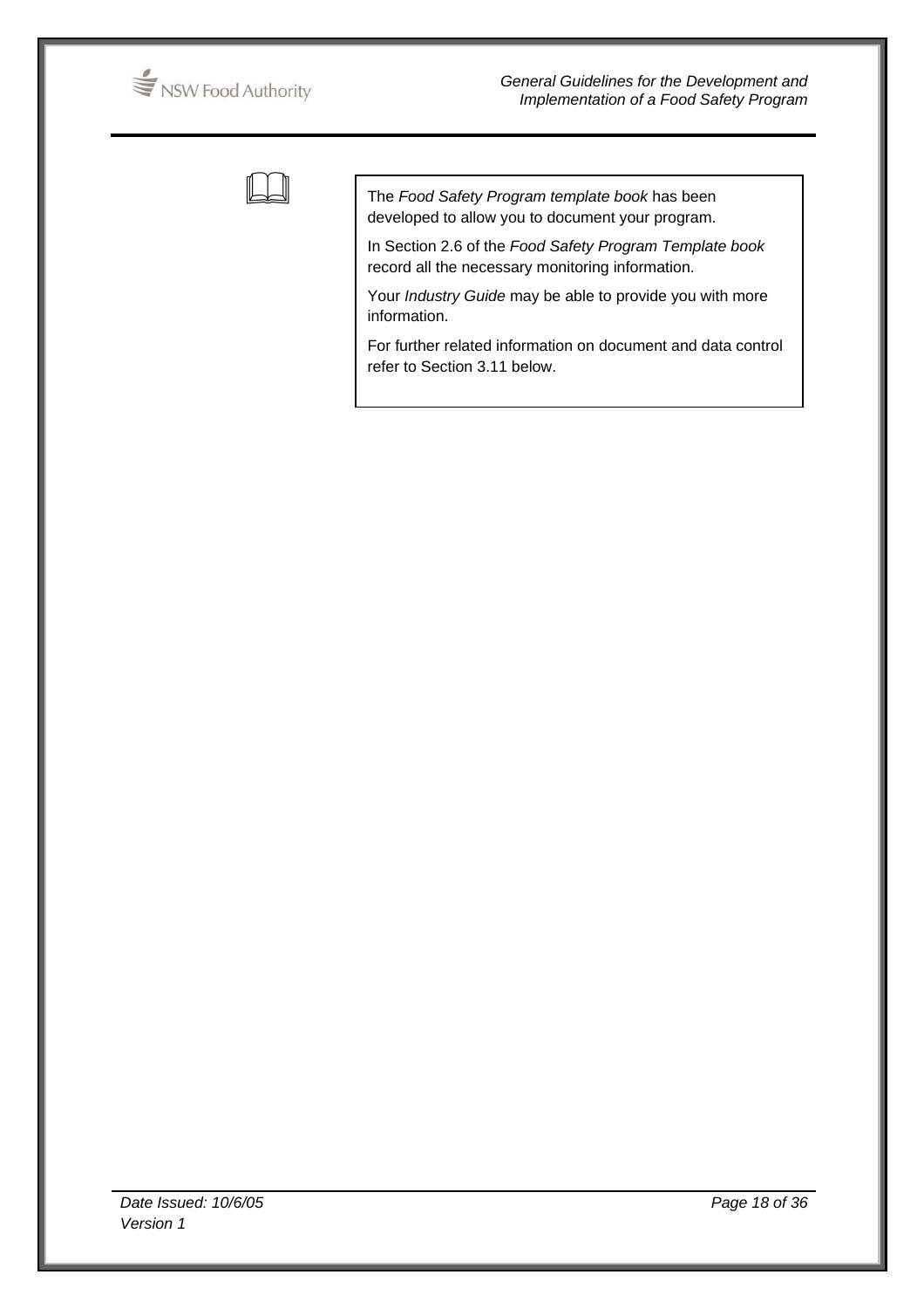The *Food Safety Program template book* has been developed to allow you to document your program.

In Section 2.6 of the *Food Safety Program Template book* record all the necessary monitoring information.

Your *Industry Guide* may be able to provide you with more information.

For further related information on document and data control refer to Section 3.11 below.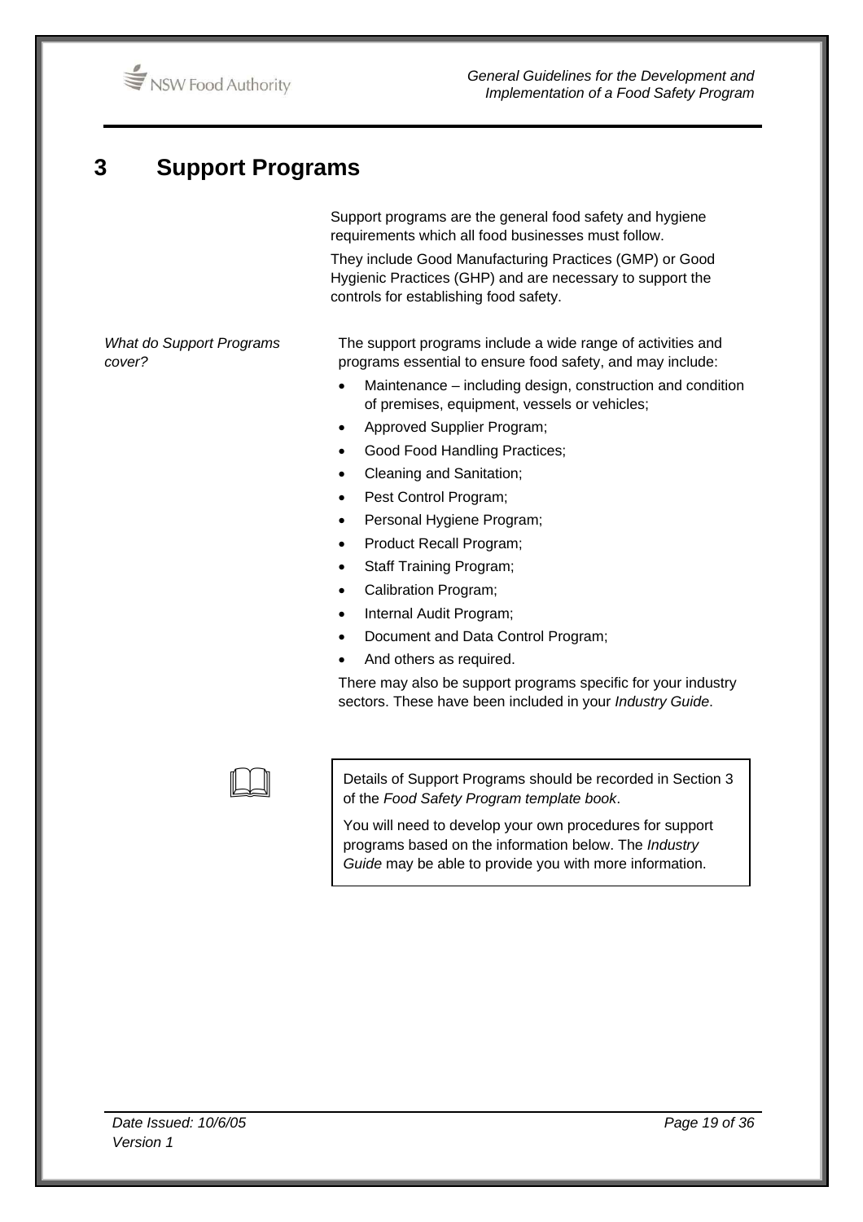# 3 Support Programs

Support programs are the general food safety and hygiene requirements which all food businesses must follow.

They include Good Manufacturing Practices (GMP) or Good Hygienic Practices (GHP) and are necessary to support the controls for establishing food safety.

*What do Support Programs cover?*

The support programs include a wide range of activities and programs essential to ensure food safety, and may include:

- Maintenance – including design, construction and condition of premises, equipment, vessels or vehicles;
- Approved Supplier Program;
- Good Food Handling Practices;
- Cleaning and Sanitation;
- Pest Control Program;
- Personal Hygiene Program;
- Product Recall Program;
- Staff Training Program;
- Calibration Program;
- Internal Audit Program;
- Document and Data Control Program;
- And others as required.

There may also be support programs specific for your industry sectors. These have been included in your *Industry Guide*.

> Details of Support Programs should be recorded in Section 3 of the *Food Safety Program template book*.
>
> You will need to develop your own procedures for support programs based on the information below. The *Industry Guide* may be able to provide you with more information.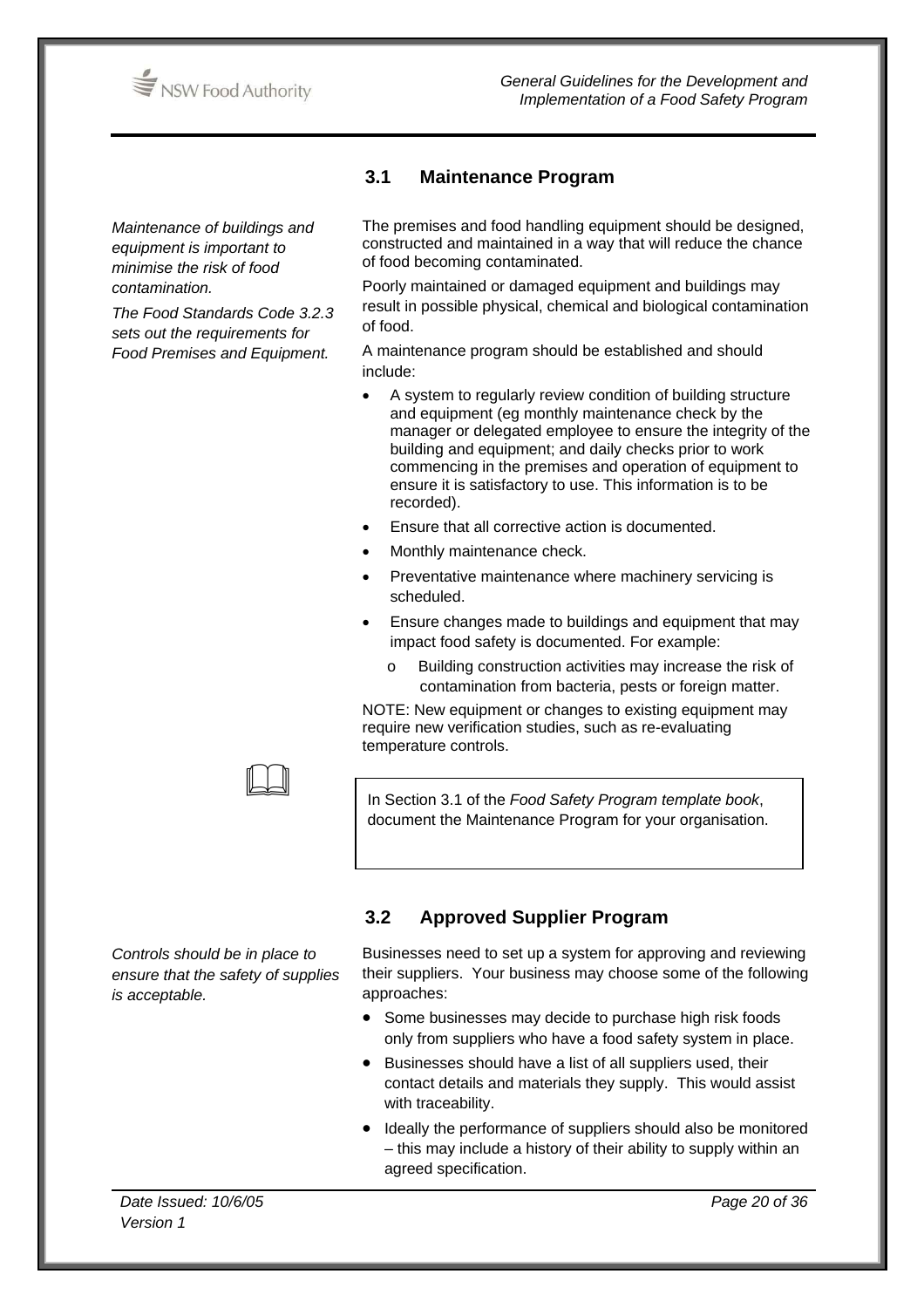## 3.1 Maintenance Program

*Maintenance of buildings and equipment is important to minimise the risk of food contamination.*

*The Food Standards Code 3.2.3 sets out the requirements for Food Premises and Equipment.*

The premises and food handling equipment should be designed, constructed and maintained in a way that will reduce the chance of food becoming contaminated.

Poorly maintained or damaged equipment and buildings may result in possible physical, chemical and biological contamination of food.

A maintenance program should be established and should include:

- A system to regularly review condition of building structure and equipment (eg monthly maintenance check by the manager or delegated employee to ensure the integrity of the building and equipment; and daily checks prior to work commencing in the premises and operation of equipment to ensure it is satisfactory to use. This information is to be recorded).
- Ensure that all corrective action is documented.
- Monthly maintenance check.
- Preventative maintenance where machinery servicing is scheduled.
- Ensure changes made to buildings and equipment that may impact food safety is documented. For example:
  - o Building construction activities may increase the risk of contamination from bacteria, pests or foreign matter.

NOTE: New equipment or changes to existing equipment may require new verification studies, such as re-evaluating temperature controls.

> In Section 3.1 of the *Food Safety Program template book*, document the Maintenance Program for your organisation.

## 3.2 Approved Supplier Program

*Controls should be in place to ensure that the safety of supplies is acceptable.*

Businesses need to set up a system for approving and reviewing their suppliers. Your business may choose some of the following approaches:

- Some businesses may decide to purchase high risk foods only from suppliers who have a food safety system in place.
- Businesses should have a list of all suppliers used, their contact details and materials they supply. This would assist with traceability.
- Ideally the performance of suppliers should also be monitored – this may include a history of their ability to supply within an agreed specification.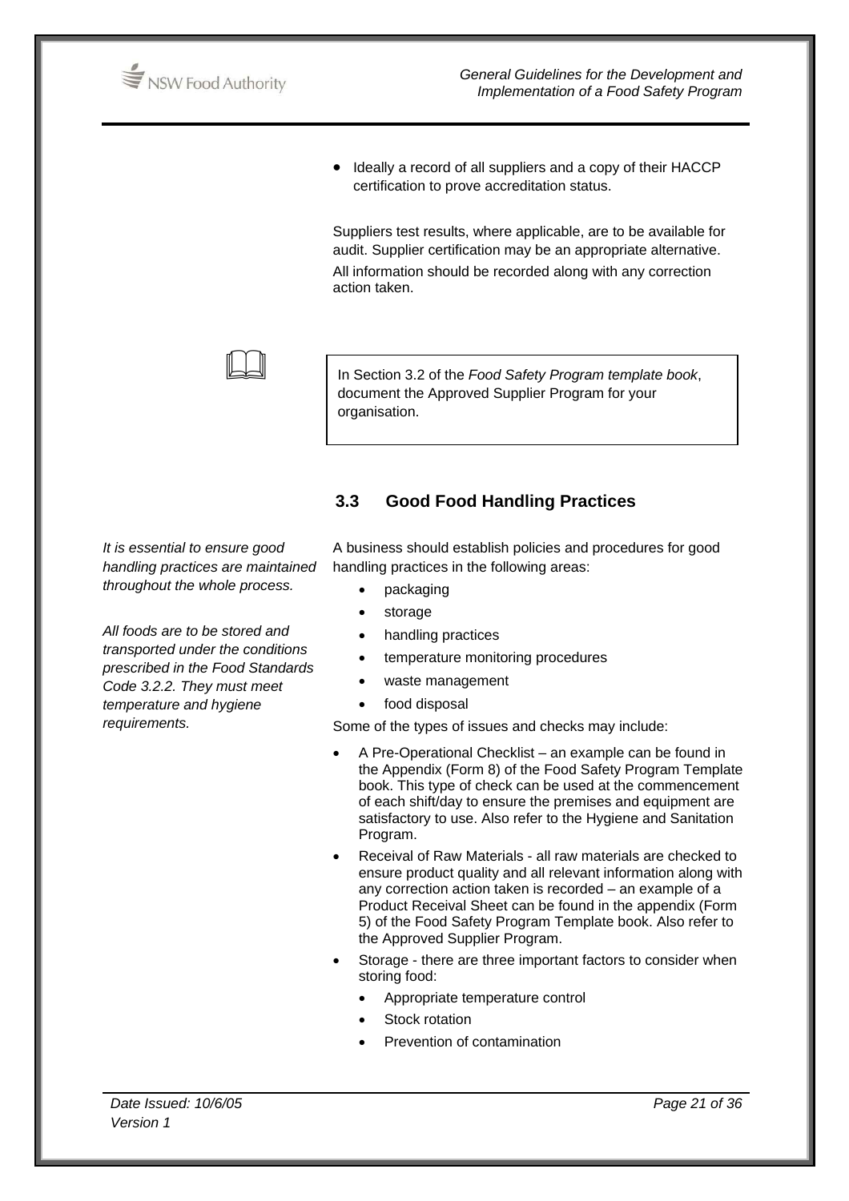- Ideally a record of all suppliers and a copy of their HACCP certification to prove accreditation status.

Suppliers test results, where applicable, are to be available for audit. Supplier certification may be an appropriate alternative. All information should be recorded along with any correction action taken.

> In Section 3.2 of the *Food Safety Program template book*, document the Approved Supplier Program for your organisation.

## 3.3 Good Food Handling Practices

*It is essential to ensure good handling practices are maintained throughout the whole process.*

*All foods are to be stored and transported under the conditions prescribed in the Food Standards Code 3.2.2. They must meet temperature and hygiene requirements.*

A business should establish policies and procedures for good handling practices in the following areas:

- packaging
- storage
- handling practices
- temperature monitoring procedures
- waste management
- food disposal

Some of the types of issues and checks may include:

- A Pre-Operational Checklist – an example can be found in the Appendix (Form 8) of the Food Safety Program Template book. This type of check can be used at the commencement of each shift/day to ensure the premises and equipment are satisfactory to use. Also refer to the Hygiene and Sanitation Program.
- Receival of Raw Materials - all raw materials are checked to ensure product quality and all relevant information along with any correction action taken is recorded – an example of a Product Receival Sheet can be found in the appendix (Form 5) of the Food Safety Program Template book. Also refer to the Approved Supplier Program.
- Storage - there are three important factors to consider when storing food:
  - Appropriate temperature control
  - Stock rotation
  - Prevention of contamination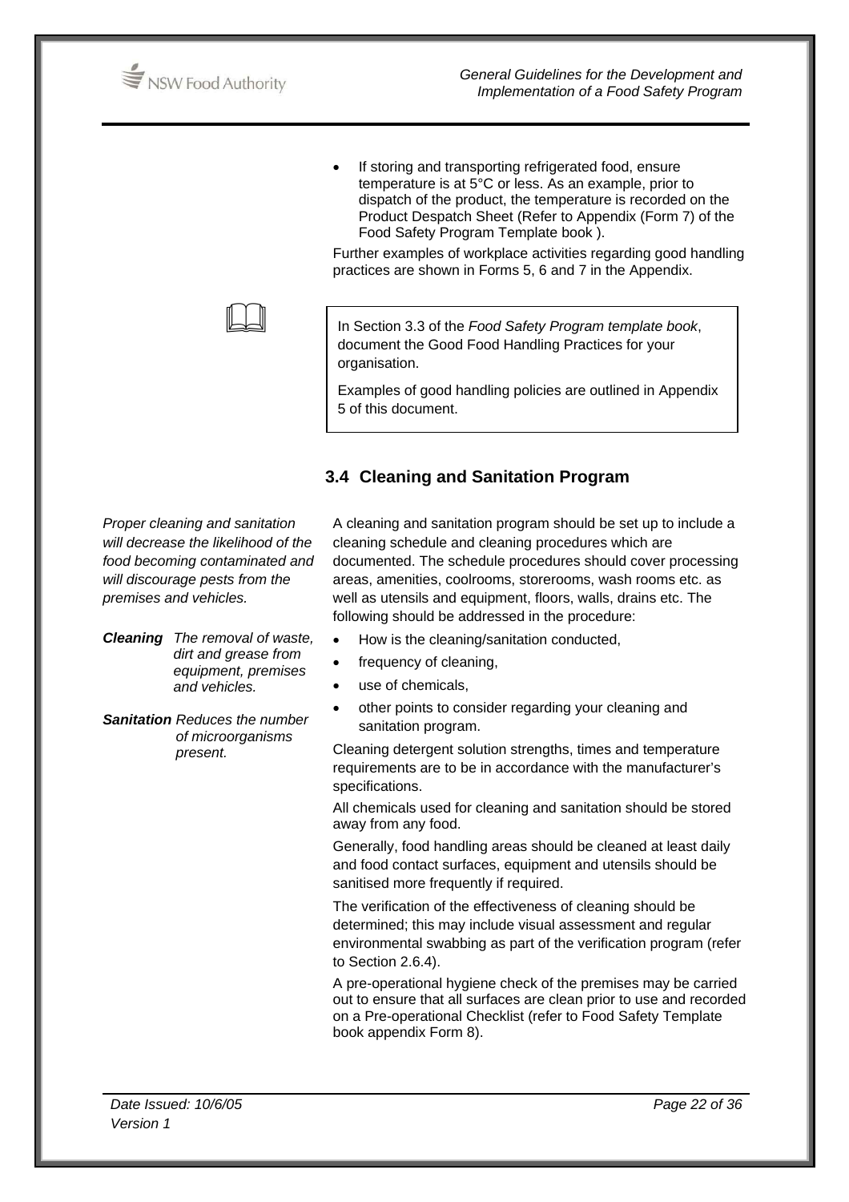- If storing and transporting refrigerated food, ensure temperature is at 5°C or less. As an example, prior to dispatch of the product, the temperature is recorded on the Product Despatch Sheet (Refer to Appendix (Form 7) of the Food Safety Program Template book ).

Further examples of workplace activities regarding good handling practices are shown in Forms 5, 6 and 7 in the Appendix.

> In Section 3.3 of the *Food Safety Program template book*, document the Good Food Handling Practices for your organisation.
>
> Examples of good handling policies are outlined in Appendix 5 of this document.

## 3.4 Cleaning and Sanitation Program

*Proper cleaning and sanitation will decrease the likelihood of the food becoming contaminated and will discourage pests from the premises and vehicles.*

***Cleaning*** *The removal of waste, dirt and grease from equipment, premises and vehicles.*

***Sanitation*** *Reduces the number of microorganisms present.*

A cleaning and sanitation program should be set up to include a cleaning schedule and cleaning procedures which are documented. The schedule procedures should cover processing areas, amenities, coolrooms, storerooms, wash rooms etc. as well as utensils and equipment, floors, walls, drains etc. The following should be addressed in the procedure:

- How is the cleaning/sanitation conducted,
- frequency of cleaning,
- use of chemicals,
- other points to consider regarding your cleaning and sanitation program.

Cleaning detergent solution strengths, times and temperature requirements are to be in accordance with the manufacturer's specifications.

All chemicals used for cleaning and sanitation should be stored away from any food.

Generally, food handling areas should be cleaned at least daily and food contact surfaces, equipment and utensils should be sanitised more frequently if required.

The verification of the effectiveness of cleaning should be determined; this may include visual assessment and regular environmental swabbing as part of the verification program (refer to Section 2.6.4).

A pre-operational hygiene check of the premises may be carried out to ensure that all surfaces are clean prior to use and recorded on a Pre-operational Checklist (refer to Food Safety Template book appendix Form 8).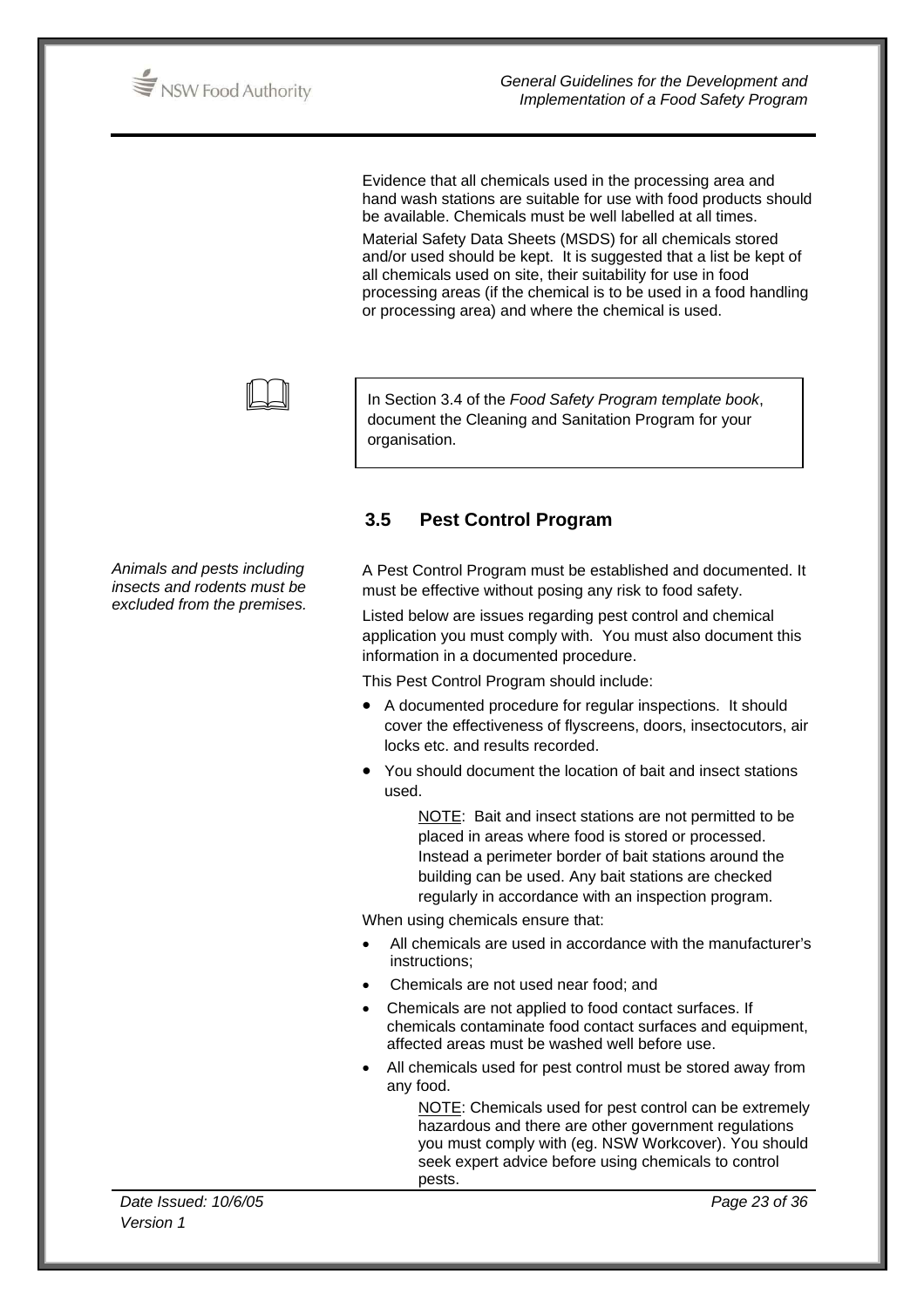Evidence that all chemicals used in the processing area and hand wash stations are suitable for use with food products should be available. Chemicals must be well labelled at all times.

Material Safety Data Sheets (MSDS) for all chemicals stored and/or used should be kept. It is suggested that a list be kept of all chemicals used on site, their suitability for use in food processing areas (if the chemical is to be used in a food handling or processing area) and where the chemical is used.

> In Section 3.4 of the *Food Safety Program template book*, document the Cleaning and Sanitation Program for your organisation.

## 3.5 Pest Control Program

*Animals and pests including insects and rodents must be excluded from the premises.*

A Pest Control Program must be established and documented. It must be effective without posing any risk to food safety.

Listed below are issues regarding pest control and chemical application you must comply with. You must also document this information in a documented procedure.

This Pest Control Program should include:

- A documented procedure for regular inspections. It should cover the effectiveness of flyscreens, doors, insectocutors, air locks etc. and results recorded.
- You should document the location of bait and insect stations used.

  NOTE: Bait and insect stations are not permitted to be placed in areas where food is stored or processed. Instead a perimeter border of bait stations around the building can be used. Any bait stations are checked regularly in accordance with an inspection program.

When using chemicals ensure that:

- All chemicals are used in accordance with the manufacturer's instructions;
- Chemicals are not used near food; and
- Chemicals are not applied to food contact surfaces. If chemicals contaminate food contact surfaces and equipment, affected areas must be washed well before use.
- All chemicals used for pest control must be stored away from any food.

  NOTE: Chemicals used for pest control can be extremely hazardous and there are other government regulations you must comply with (eg. NSW Workcover). You should seek expert advice before using chemicals to control pests.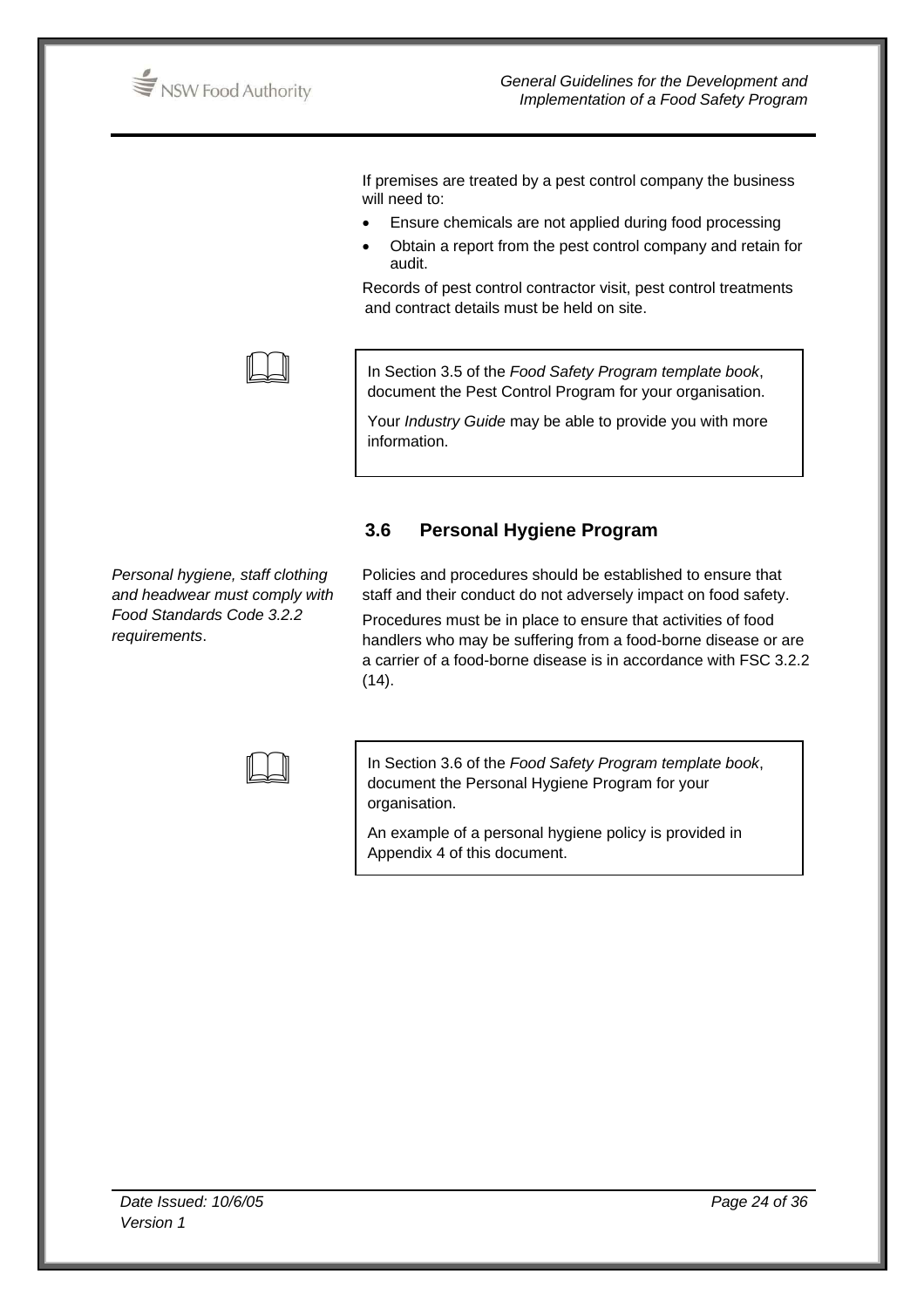If premises are treated by a pest control company the business will need to:

- Ensure chemicals are not applied during food processing
- Obtain a report from the pest control company and retain for audit.

Records of pest control contractor visit, pest control treatments and contract details must be held on site.

> In Section 3.5 of the *Food Safety Program template book*, document the Pest Control Program for your organisation.
>
> Your *Industry Guide* may be able to provide you with more information.

### 3.6 Personal Hygiene Program

*Personal hygiene, staff clothing and headwear must comply with Food Standards Code 3.2.2 requirements*.

Policies and procedures should be established to ensure that staff and their conduct do not adversely impact on food safety.

Procedures must be in place to ensure that activities of food handlers who may be suffering from a food-borne disease or are a carrier of a food-borne disease is in accordance with FSC 3.2.2 (14).

> In Section 3.6 of the *Food Safety Program template book*, document the Personal Hygiene Program for your organisation.
>
> An example of a personal hygiene policy is provided in Appendix 4 of this document.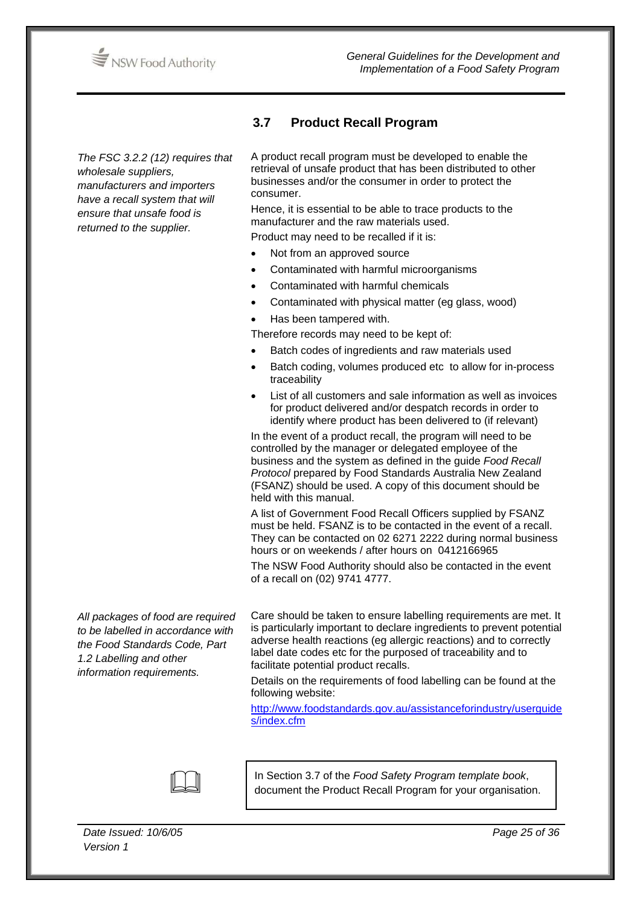## 3.7 Product Recall Program

*The FSC 3.2.2 (12) requires that wholesale suppliers, manufacturers and importers have a recall system that will ensure that unsafe food is returned to the supplier.*

A product recall program must be developed to enable the retrieval of unsafe product that has been distributed to other businesses and/or the consumer in order to protect the consumer.

Hence, it is essential to be able to trace products to the manufacturer and the raw materials used.

Product may need to be recalled if it is:

- Not from an approved source
- Contaminated with harmful microorganisms
- Contaminated with harmful chemicals
- Contaminated with physical matter (eg glass, wood)
- Has been tampered with.

Therefore records may need to be kept of:

- Batch codes of ingredients and raw materials used
- Batch coding, volumes produced etc to allow for in-process traceability
- List of all customers and sale information as well as invoices for product delivered and/or despatch records in order to identify where product has been delivered to (if relevant)

In the event of a product recall, the program will need to be controlled by the manager or delegated employee of the business and the system as defined in the guide *Food Recall Protocol* prepared by Food Standards Australia New Zealand (FSANZ) should be used. A copy of this document should be held with this manual.

A list of Government Food Recall Officers supplied by FSANZ must be held. FSANZ is to be contacted in the event of a recall. They can be contacted on 02 6271 2222 during normal business hours or on weekends / after hours on 0412166965

The NSW Food Authority should also be contacted in the event of a recall on (02) 9741 4777.

*All packages of food are required to be labelled in accordance with the Food Standards Code, Part 1.2 Labelling and other information requirements.*

Care should be taken to ensure labelling requirements are met. It is particularly important to declare ingredients to prevent potential adverse health reactions (eg allergic reactions) and to correctly label date codes etc for the purposed of traceability and to facilitate potential product recalls.

Details on the requirements of food labelling can be found at the following website:

http://www.foodstandards.gov.au/assistanceforindustry/userguides/index.cfm

In Section 3.7 of the *Food Safety Program template book*, document the Product Recall Program for your organisation.

*Date Issued: 10/6/05*
*Version 1*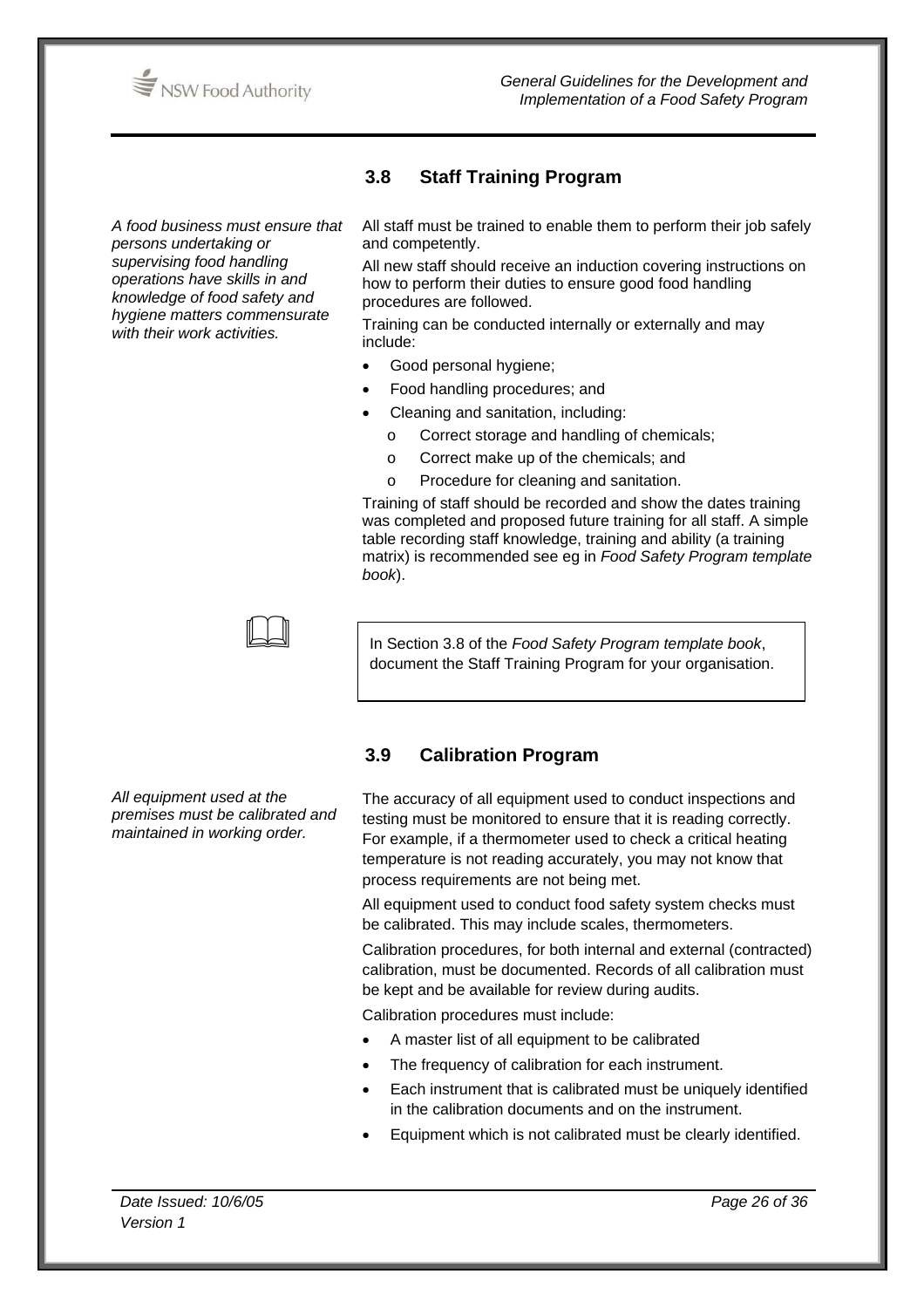## 3.8 Staff Training Program

*A food business must ensure that persons undertaking or supervising food handling operations have skills in and knowledge of food safety and hygiene matters commensurate with their work activities.*

All staff must be trained to enable them to perform their job safely and competently.

All new staff should receive an induction covering instructions on how to perform their duties to ensure good food handling procedures are followed.

Training can be conducted internally or externally and may include:

- Good personal hygiene;
- Food handling procedures; and
- Cleaning and sanitation, including:
  - o Correct storage and handling of chemicals;
  - o Correct make up of the chemicals; and
  - o Procedure for cleaning and sanitation.

Training of staff should be recorded and show the dates training was completed and proposed future training for all staff. A simple table recording staff knowledge, training and ability (a training matrix) is recommended see eg in *Food Safety Program template book*).

> In Section 3.8 of the *Food Safety Program template book*, document the Staff Training Program for your organisation.

## 3.9 Calibration Program

*All equipment used at the premises must be calibrated and maintained in working order.*

The accuracy of all equipment used to conduct inspections and testing must be monitored to ensure that it is reading correctly. For example, if a thermometer used to check a critical heating temperature is not reading accurately, you may not know that process requirements are not being met.

All equipment used to conduct food safety system checks must be calibrated. This may include scales, thermometers.

Calibration procedures, for both internal and external (contracted) calibration, must be documented. Records of all calibration must be kept and be available for review during audits.

Calibration procedures must include:

- A master list of all equipment to be calibrated
- The frequency of calibration for each instrument.
- Each instrument that is calibrated must be uniquely identified in the calibration documents and on the instrument.
- Equipment which is not calibrated must be clearly identified.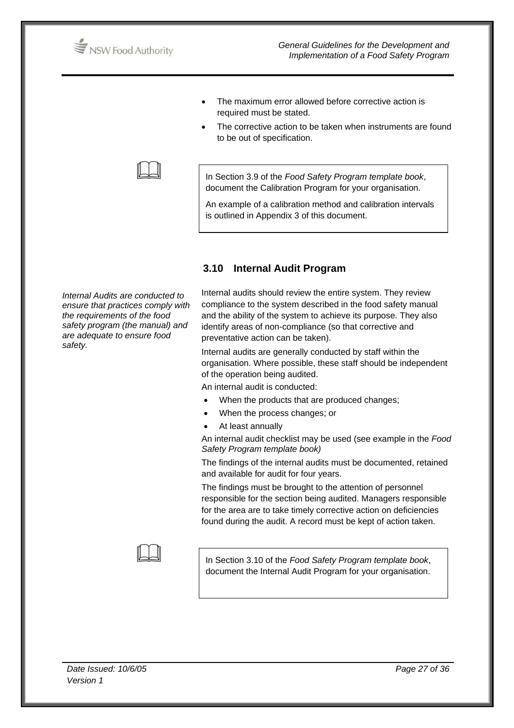- The maximum error allowed before corrective action is required must be stated.
- The corrective action to be taken when instruments are found to be out of specification.

> In Section 3.9 of the *Food Safety Program template book*, document the Calibration Program for your organisation.
>
> An example of a calibration method and calibration intervals is outlined in Appendix 3 of this document.

## 3.10 Internal Audit Program

*Internal Audits are conducted to ensure that practices comply with the requirements of the food safety program (the manual) and are adequate to ensure food safety.*

Internal audits should review the entire system. They review compliance to the system described in the food safety manual and the ability of the system to achieve its purpose. They also identify areas of non-compliance (so that corrective and preventative action can be taken).

Internal audits are generally conducted by staff within the organisation. Where possible, these staff should be independent of the operation being audited.

An internal audit is conducted:

- When the products that are produced changes;
- When the process changes; or
- At least annually

An internal audit checklist may be used (see example in the *Food Safety Program template book)*

The findings of the internal audits must be documented, retained and available for audit for four years.

The findings must be brought to the attention of personnel responsible for the section being audited. Managers responsible for the area are to take timely corrective action on deficiencies found during the audit. A record must be kept of action taken.

> In Section 3.10 of the *Food Safety Program template book*, document the Internal Audit Program for your organisation.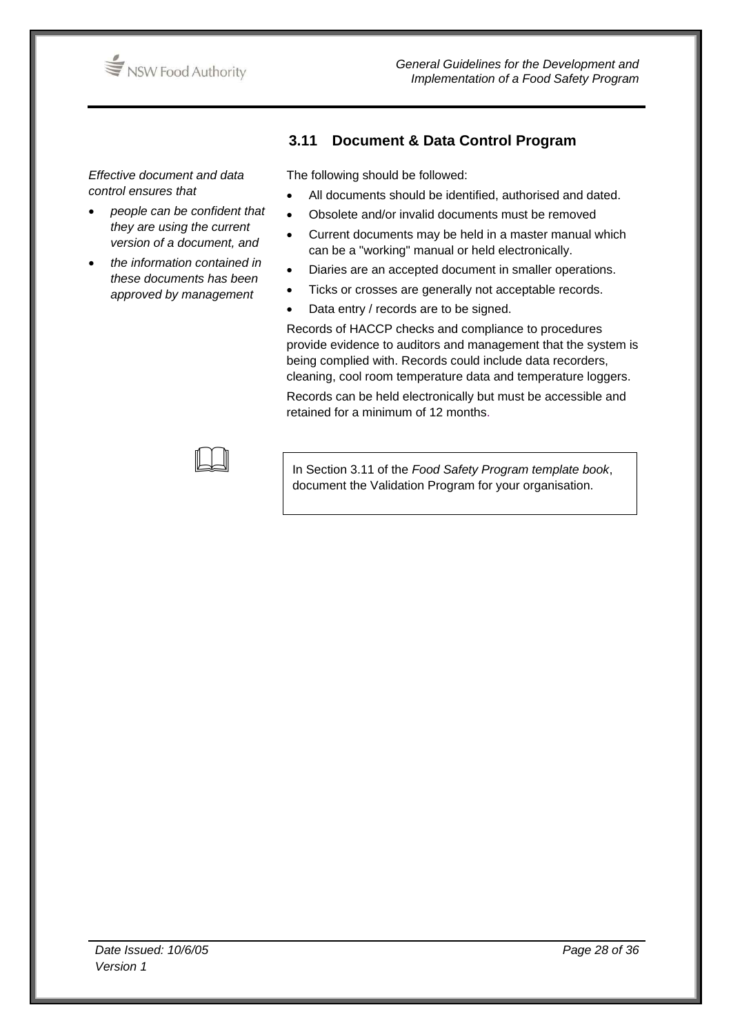## 3.11 Document & Data Control Program

*Effective document and data control ensures that*

- *people can be confident that they are using the current version of a document, and*
- *the information contained in these documents has been approved by management*

The following should be followed:

- All documents should be identified, authorised and dated.
- Obsolete and/or invalid documents must be removed
- Current documents may be held in a master manual which can be a "working" manual or held electronically.
- Diaries are an accepted document in smaller operations.
- Ticks or crosses are generally not acceptable records.
- Data entry / records are to be signed.

Records of HACCP checks and compliance to procedures provide evidence to auditors and management that the system is being complied with. Records could include data recorders, cleaning, cool room temperature data and temperature loggers.

Records can be held electronically but must be accessible and retained for a minimum of 12 months.

In Section 3.11 of the *Food Safety Program template book*, document the Validation Program for your organisation.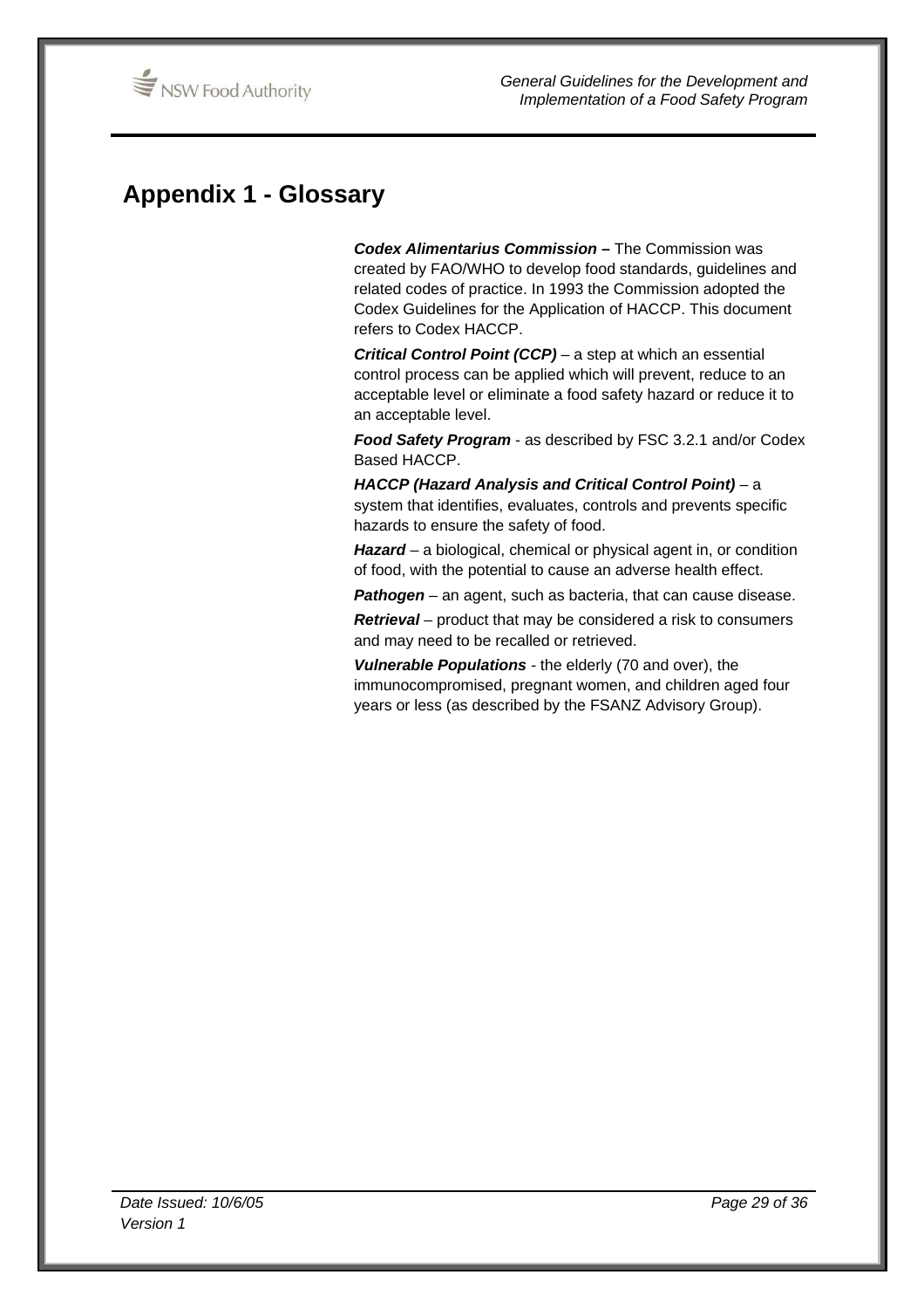# Appendix 1 - Glossary

***Codex Alimentarius Commission –*** The Commission was created by FAO/WHO to develop food standards, guidelines and related codes of practice. In 1993 the Commission adopted the Codex Guidelines for the Application of HACCP. This document refers to Codex HACCP.

***Critical Control Point (CCP)*** – a step at which an essential control process can be applied which will prevent, reduce to an acceptable level or eliminate a food safety hazard or reduce it to an acceptable level.

***Food Safety Program*** - as described by FSC 3.2.1 and/or Codex Based HACCP.

***HACCP (Hazard Analysis and Critical Control Point)*** – a system that identifies, evaluates, controls and prevents specific hazards to ensure the safety of food.

***Hazard*** – a biological, chemical or physical agent in, or condition of food, with the potential to cause an adverse health effect.

***Pathogen*** – an agent, such as bacteria, that can cause disease.

***Retrieval*** – product that may be considered a risk to consumers and may need to be recalled or retrieved.

***Vulnerable Populations*** - the elderly (70 and over), the immunocompromised, pregnant women, and children aged four years or less (as described by the FSANZ Advisory Group).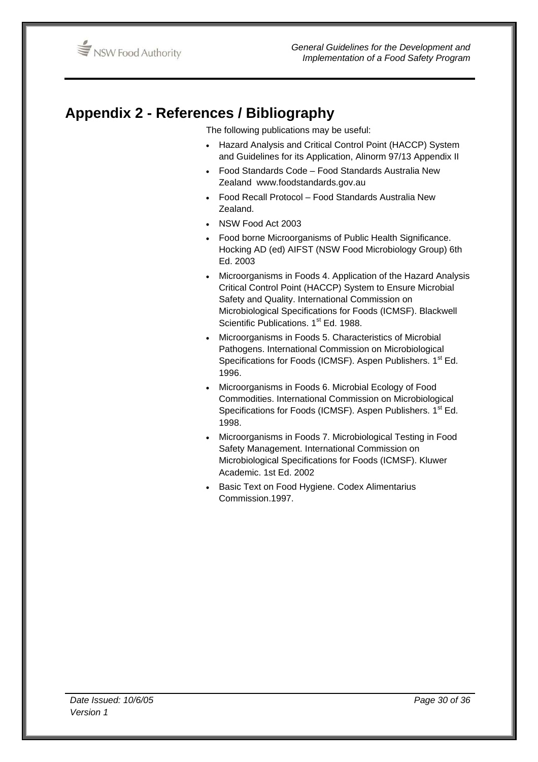# Appendix 2 - References / Bibliography

The following publications may be useful:

- Hazard Analysis and Critical Control Point (HACCP) System and Guidelines for its Application, Alinorm 97/13 Appendix II
- Food Standards Code – Food Standards Australia New Zealand www.foodstandards.gov.au
- Food Recall Protocol – Food Standards Australia New Zealand.
- NSW Food Act 2003
- Food borne Microorganisms of Public Health Significance. Hocking AD (ed) AIFST (NSW Food Microbiology Group) 6th Ed. 2003
- Microorganisms in Foods 4. Application of the Hazard Analysis Critical Control Point (HACCP) System to Ensure Microbial Safety and Quality. International Commission on Microbiological Specifications for Foods (ICMSF). Blackwell Scientific Publications. 1st Ed. 1988.
- Microorganisms in Foods 5. Characteristics of Microbial Pathogens. International Commission on Microbiological Specifications for Foods (ICMSF). Aspen Publishers. 1st Ed. 1996.
- Microorganisms in Foods 6. Microbial Ecology of Food Commodities. International Commission on Microbiological Specifications for Foods (ICMSF). Aspen Publishers. 1st Ed. 1998.
- Microorganisms in Foods 7. Microbiological Testing in Food Safety Management. International Commission on Microbiological Specifications for Foods (ICMSF). Kluwer Academic. 1st Ed. 2002
- Basic Text on Food Hygiene. Codex Alimentarius Commission.1997.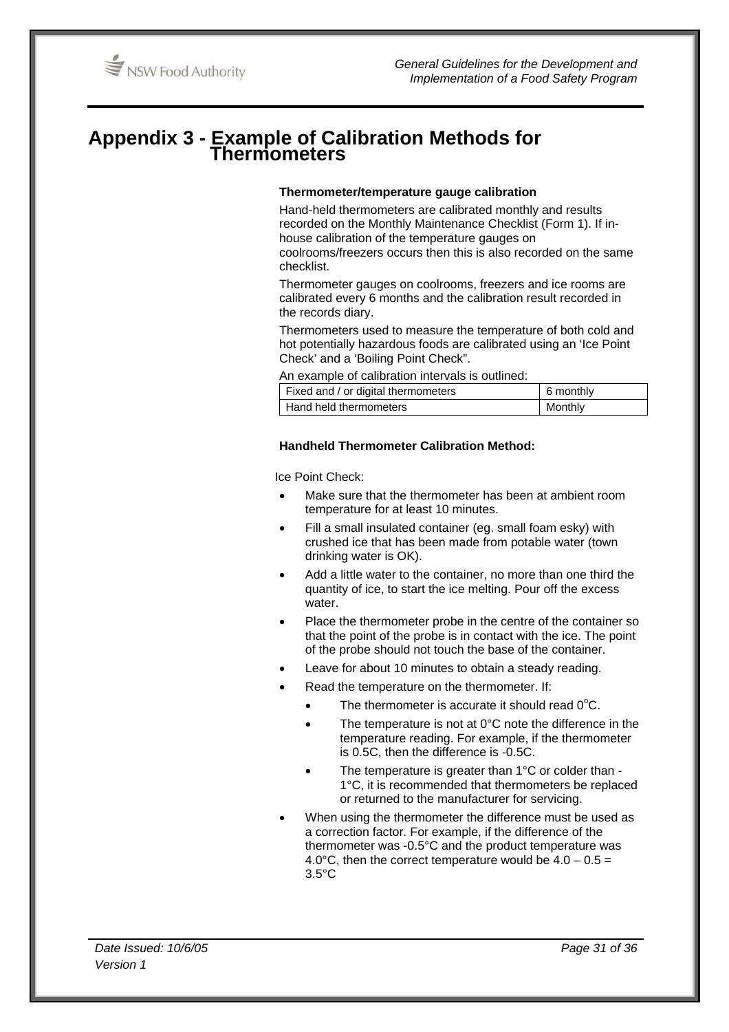# Appendix 3 - Example of Calibration Methods for Thermometers

**Thermometer/temperature gauge calibration**

Hand-held thermometers are calibrated monthly and results recorded on the Monthly Maintenance Checklist (Form 1). If in-house calibration of the temperature gauges on coolrooms/freezers occurs then this is also recorded on the same checklist.

Thermometer gauges on coolrooms, freezers and ice rooms are calibrated every 6 months and the calibration result recorded in the records diary.

Thermometers used to measure the temperature of both cold and hot potentially hazardous foods are calibrated using an 'Ice Point Check' and a 'Boiling Point Check".

An example of calibration intervals is outlined:

| Fixed and / or digital thermometers | 6 monthly |
|---|---|
| Hand held thermometers | Monthly |

**Handheld Thermometer Calibration Method:**

Ice Point Check:

- Make sure that the thermometer has been at ambient room temperature for at least 10 minutes.
- Fill a small insulated container (eg. small foam esky) with crushed ice that has been made from potable water (town drinking water is OK).
- Add a little water to the container, no more than one third the quantity of ice, to start the ice melting. Pour off the excess water.
- Place the thermometer probe in the centre of the container so that the point of the probe is in contact with the ice. The point of the probe should not touch the base of the container.
- Leave for about 10 minutes to obtain a steady reading.
- Read the temperature on the thermometer. If:
  - The thermometer is accurate it should read 0°C.
  - The temperature is not at 0°C note the difference in the temperature reading. For example, if the thermometer is 0.5C, then the difference is -0.5C.
  - The temperature is greater than 1°C or colder than -1°C, it is recommended that thermometers be replaced or returned to the manufacturer for servicing.
- When using the thermometer the difference must be used as a correction factor. For example, if the difference of the thermometer was -0.5°C and the product temperature was 4.0°C, then the correct temperature would be 4.0 – 0.5 = 3.5°C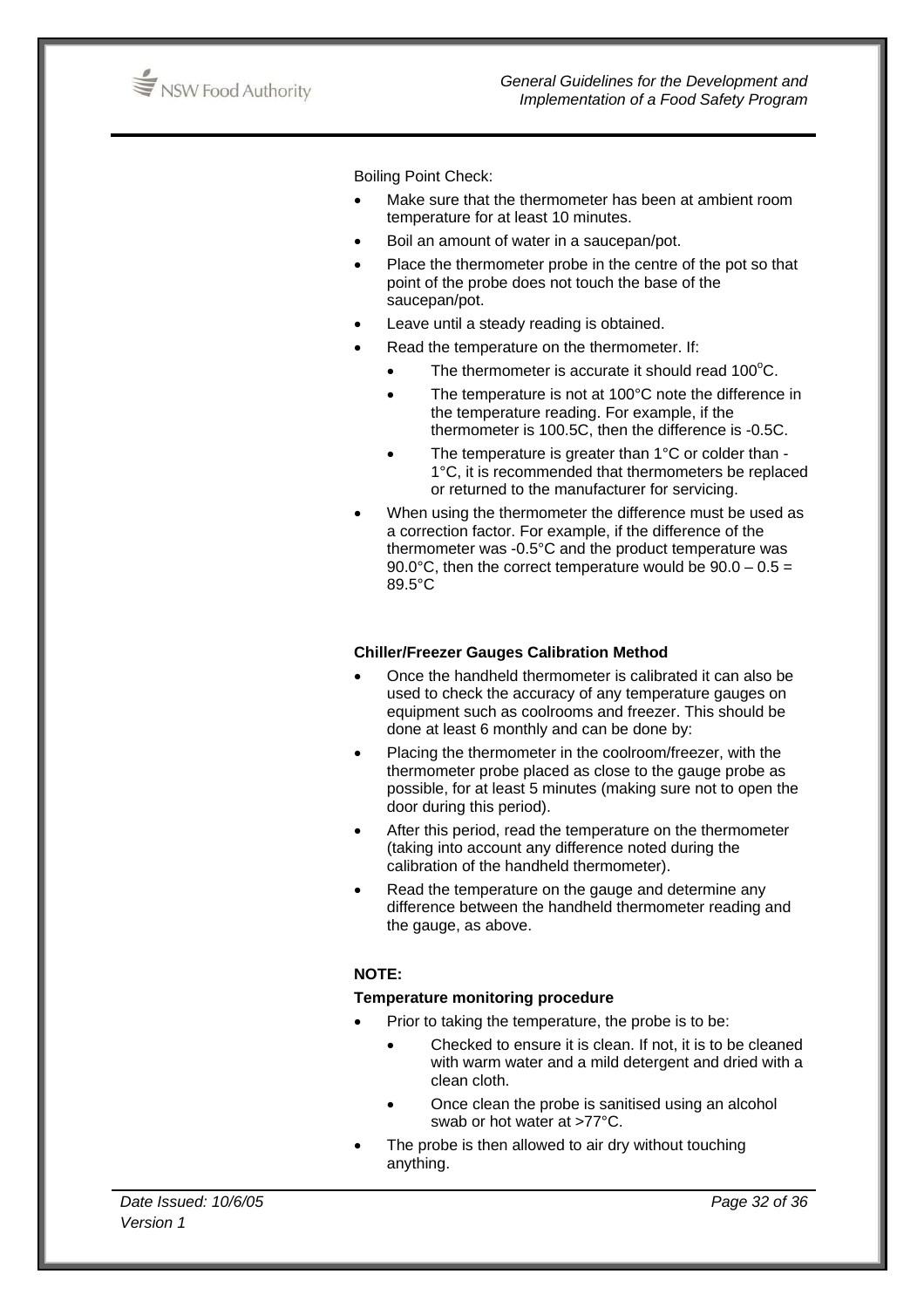Boiling Point Check:

- Make sure that the thermometer has been at ambient room temperature for at least 10 minutes.
- Boil an amount of water in a saucepan/pot.
- Place the thermometer probe in the centre of the pot so that point of the probe does not touch the base of the saucepan/pot.
- Leave until a steady reading is obtained.
- Read the temperature on the thermometer. If:
  - The thermometer is accurate it should read 100°C.
  - The temperature is not at 100°C note the difference in the temperature reading. For example, if the thermometer is 100.5C, then the difference is -0.5C.
  - The temperature is greater than 1°C or colder than -1°C, it is recommended that thermometers be replaced or returned to the manufacturer for servicing.
- When using the thermometer the difference must be used as a correction factor. For example, if the difference of the thermometer was -0.5°C and the product temperature was 90.0°C, then the correct temperature would be 90.0 – 0.5 = 89.5°C

**Chiller/Freezer Gauges Calibration Method**

- Once the handheld thermometer is calibrated it can also be used to check the accuracy of any temperature gauges on equipment such as coolrooms and freezer. This should be done at least 6 monthly and can be done by:
- Placing the thermometer in the coolroom/freezer, with the thermometer probe placed as close to the gauge probe as possible, for at least 5 minutes (making sure not to open the door during this period).
- After this period, read the temperature on the thermometer (taking into account any difference noted during the calibration of the handheld thermometer).
- Read the temperature on the gauge and determine any difference between the handheld thermometer reading and the gauge, as above.

**NOTE:**

**Temperature monitoring procedure**

- Prior to taking the temperature, the probe is to be:
  - Checked to ensure it is clean. If not, it is to be cleaned with warm water and a mild detergent and dried with a clean cloth.
  - Once clean the probe is sanitised using an alcohol swab or hot water at >77°C.
- The probe is then allowed to air dry without touching anything.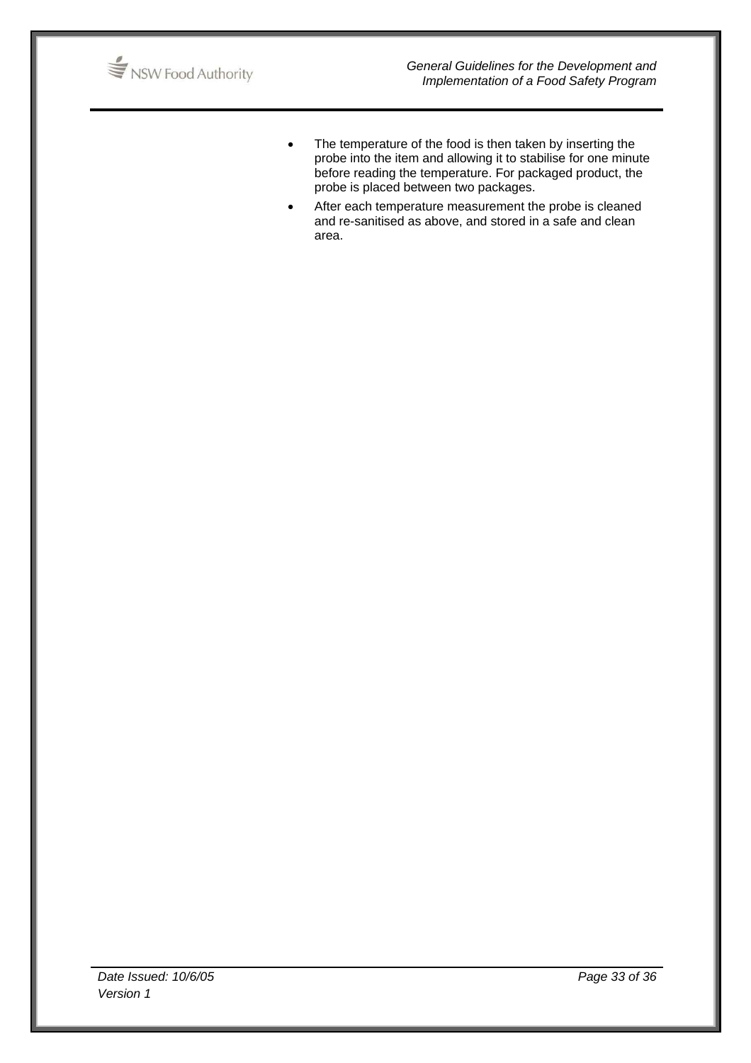- The temperature of the food is then taken by inserting the probe into the item and allowing it to stabilise for one minute before reading the temperature. For packaged product, the probe is placed between two packages.
- After each temperature measurement the probe is cleaned and re-sanitised as above, and stored in a safe and clean area.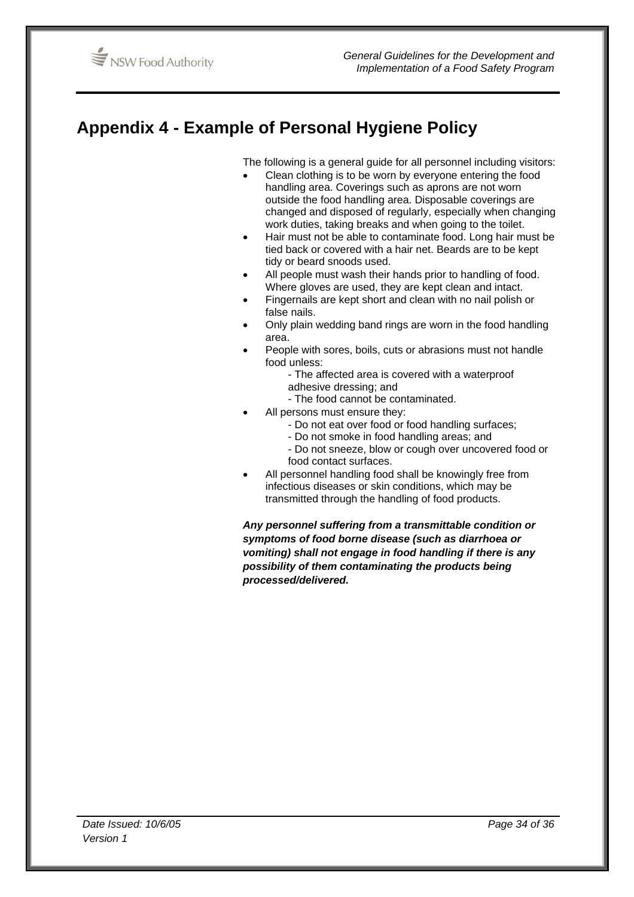# Appendix 4 - Example of Personal Hygiene Policy

The following is a general guide for all personnel including visitors:

- Clean clothing is to be worn by everyone entering the food handling area. Coverings such as aprons are not worn outside the food handling area. Disposable coverings are changed and disposed of regularly, especially when changing work duties, taking breaks and when going to the toilet.
- Hair must not be able to contaminate food. Long hair must be tied back or covered with a hair net. Beards are to be kept tidy or beard snoods used.
- All people must wash their hands prior to handling of food. Where gloves are used, they are kept clean and intact.
- Fingernails are kept short and clean with no nail polish or false nails.
- Only plain wedding band rings are worn in the food handling area.
- People with sores, boils, cuts or abrasions must not handle food unless:
  - The affected area is covered with a waterproof adhesive dressing; and
  - The food cannot be contaminated.
- All persons must ensure they:
  - Do not eat over food or food handling surfaces;
  - Do not smoke in food handling areas; and
  - Do not sneeze, blow or cough over uncovered food or food contact surfaces.
- All personnel handling food shall be knowingly free from infectious diseases or skin conditions, which may be transmitted through the handling of food products.

***Any personnel suffering from a transmittable condition or symptoms of food borne disease (such as diarrhoea or vomiting) shall not engage in food handling if there is any possibility of them contaminating the products being processed/delivered.***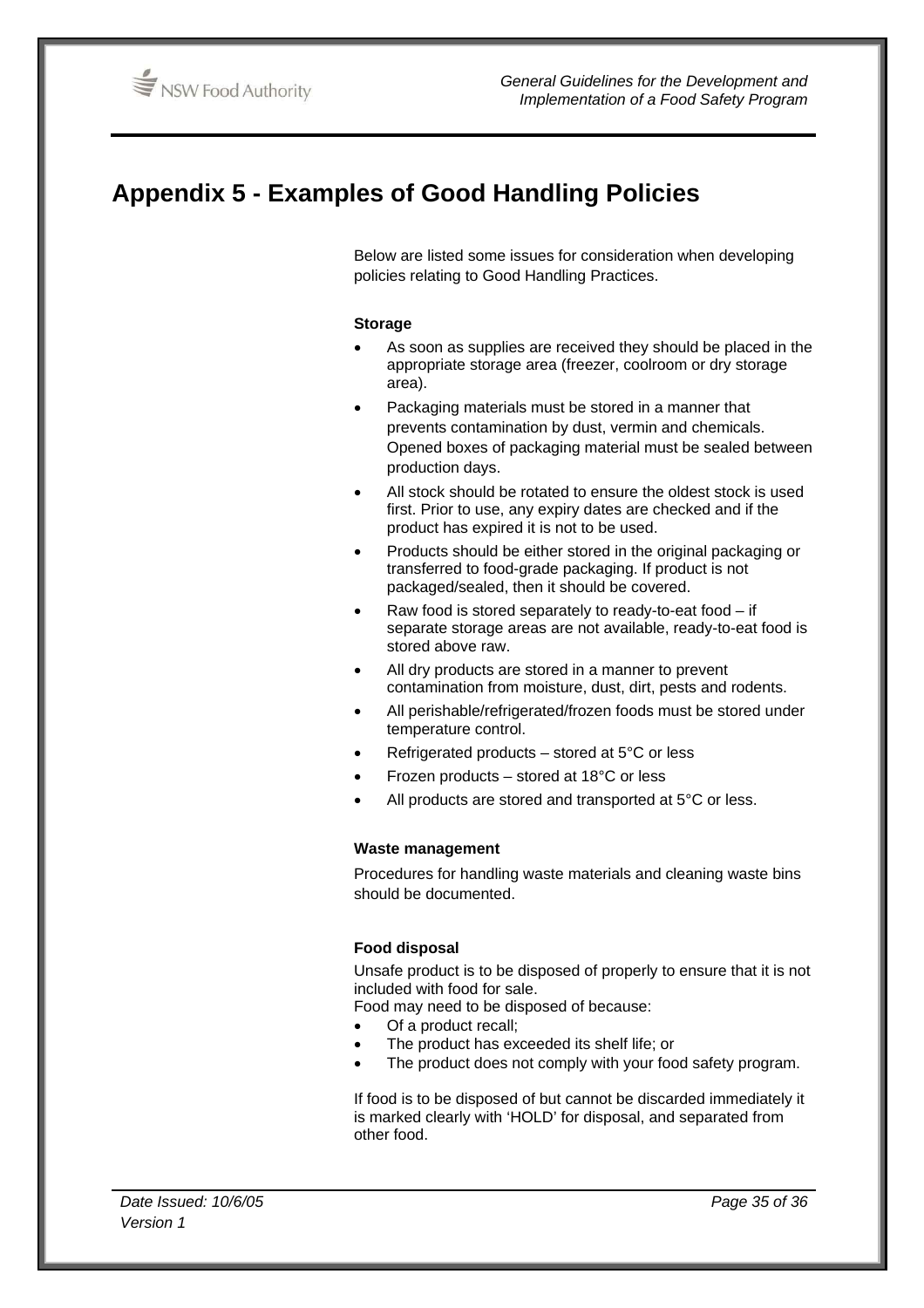# Appendix 5 - Examples of Good Handling Policies

Below are listed some issues for consideration when developing policies relating to Good Handling Practices.

**Storage**

- As soon as supplies are received they should be placed in the appropriate storage area (freezer, coolroom or dry storage area).
- Packaging materials must be stored in a manner that prevents contamination by dust, vermin and chemicals. Opened boxes of packaging material must be sealed between production days.
- All stock should be rotated to ensure the oldest stock is used first. Prior to use, any expiry dates are checked and if the product has expired it is not to be used.
- Products should be either stored in the original packaging or transferred to food-grade packaging. If product is not packaged/sealed, then it should be covered.
- Raw food is stored separately to ready-to-eat food – if separate storage areas are not available, ready-to-eat food is stored above raw.
- All dry products are stored in a manner to prevent contamination from moisture, dust, dirt, pests and rodents.
- All perishable/refrigerated/frozen foods must be stored under temperature control.
- Refrigerated products – stored at 5°C or less
- Frozen products – stored at 18°C or less
- All products are stored and transported at 5°C or less.

**Waste management**

Procedures for handling waste materials and cleaning waste bins should be documented.

**Food disposal**

Unsafe product is to be disposed of properly to ensure that it is not included with food for sale.
Food may need to be disposed of because:

- Of a product recall;
- The product has exceeded its shelf life; or
- The product does not comply with your food safety program.

If food is to be disposed of but cannot be discarded immediately it is marked clearly with 'HOLD' for disposal, and separated from other food.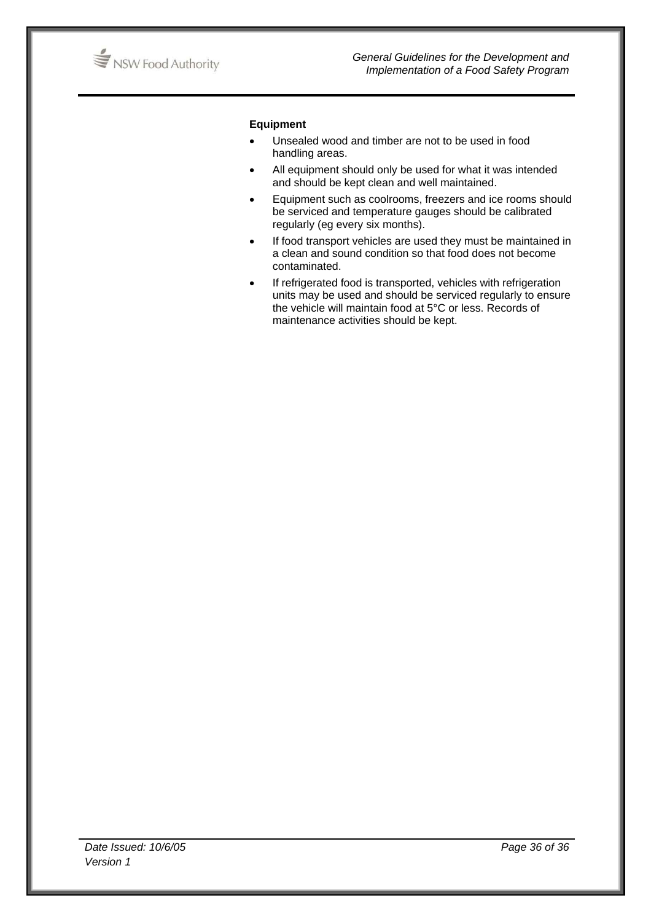**Equipment**

- Unsealed wood and timber are not to be used in food handling areas.
- All equipment should only be used for what it was intended and should be kept clean and well maintained.
- Equipment such as coolrooms, freezers and ice rooms should be serviced and temperature gauges should be calibrated regularly (eg every six months).
- If food transport vehicles are used they must be maintained in a clean and sound condition so that food does not become contaminated.
- If refrigerated food is transported, vehicles with refrigeration units may be used and should be serviced regularly to ensure the vehicle will maintain food at 5°C or less. Records of maintenance activities should be kept.